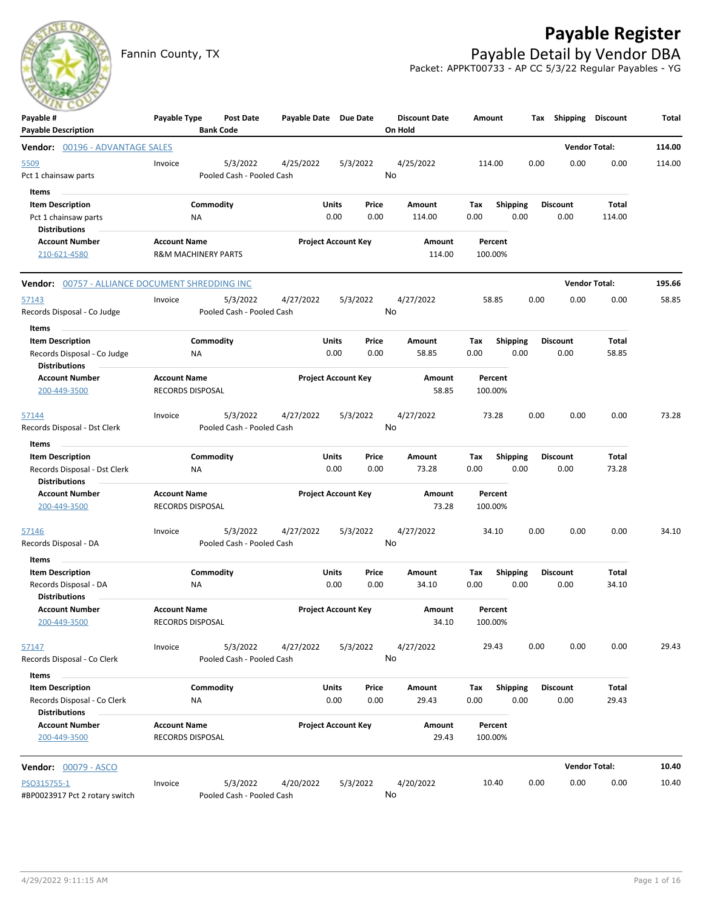# Payable Register

Fannin County, TX

## Payable Detail by Vendor DBA

Packet: APPKT00733 - AP CC 5/3/22 Regular Payables - YG

| Payable # / Payable Description | Payable Type | Post Date / Bank Code | Payable Date | Due Date | Discount Date / On Hold | Amount | Tax | Shipping | Discount | Total |
|---|---|---|---|---|---|---|---|---|---|---|

**Vendor: 00196 - ADVANTAGE SALES** — Vendor Total: **114.00**

| Payable # | Payable Type | Post Date | Payable Date | Due Date | Discount Date | Amount | Tax | Shipping | Discount | Total |
|---|---|---|---|---|---|---|---|---|---|---|
| 5509 | Invoice | 5/3/2022 | 4/25/2022 | 5/3/2022 | 4/25/2022 | 114.00 | 0.00 | 0.00 | 0.00 | 114.00 |
| Pct 1 chainsaw parts | | Pooled Cash - Pooled Cash | | | No | | | | | |

Items

| Item Description | Commodity | Units | Price | Amount | Tax | Shipping | Discount | Total |
|---|---|---|---|---|---|---|---|---|
| Pct 1 chainsaw parts | NA | 0.00 | 0.00 | 114.00 | 0.00 | 0.00 | 0.00 | 114.00 |

Distributions

| Account Number | Account Name | Project Account Key | Amount | Percent |
|---|---|---|---|---|
| 210-621-4580 | R&M MACHINERY PARTS | | 114.00 | 100.00% |

**Vendor: 00757 - ALLIANCE DOCUMENT SHREDDING INC** — Vendor Total: **195.66**

| Payable # | Payable Type | Post Date | Payable Date | Due Date | Discount Date | Amount | Tax | Shipping | Discount | Total |
|---|---|---|---|---|---|---|---|---|---|---|
| 57143 | Invoice | 5/3/2022 | 4/27/2022 | 5/3/2022 | 4/27/2022 | 58.85 | 0.00 | 0.00 | 0.00 | 58.85 |
| Records Disposal - Co Judge | | Pooled Cash - Pooled Cash | | | No | | | | | |

Items

| Item Description | Commodity | Units | Price | Amount | Tax | Shipping | Discount | Total |
|---|---|---|---|---|---|---|---|---|
| Records Disposal - Co Judge | NA | 0.00 | 0.00 | 58.85 | 0.00 | 0.00 | 0.00 | 58.85 |

Distributions

| Account Number | Account Name | Project Account Key | Amount | Percent |
|---|---|---|---|---|
| 200-449-3500 | RECORDS DISPOSAL | | 58.85 | 100.00% |

| Payable # | Payable Type | Post Date | Payable Date | Due Date | Discount Date | Amount | Tax | Shipping | Discount | Total |
|---|---|---|---|---|---|---|---|---|---|---|
| 57144 | Invoice | 5/3/2022 | 4/27/2022 | 5/3/2022 | 4/27/2022 | 73.28 | 0.00 | 0.00 | 0.00 | 73.28 |
| Records Disposal - Dst Clerk | | Pooled Cash - Pooled Cash | | | No | | | | | |

Items

| Item Description | Commodity | Units | Price | Amount | Tax | Shipping | Discount | Total |
|---|---|---|---|---|---|---|---|---|
| Records Disposal - Dst Clerk | NA | 0.00 | 0.00 | 73.28 | 0.00 | 0.00 | 0.00 | 73.28 |

Distributions

| Account Number | Account Name | Project Account Key | Amount | Percent |
|---|---|---|---|---|
| 200-449-3500 | RECORDS DISPOSAL | | 73.28 | 100.00% |

| Payable # | Payable Type | Post Date | Payable Date | Due Date | Discount Date | Amount | Tax | Shipping | Discount | Total |
|---|---|---|---|---|---|---|---|---|---|---|
| 57146 | Invoice | 5/3/2022 | 4/27/2022 | 5/3/2022 | 4/27/2022 | 34.10 | 0.00 | 0.00 | 0.00 | 34.10 |
| Records Disposal - DA | | Pooled Cash - Pooled Cash | | | No | | | | | |

Items

| Item Description | Commodity | Units | Price | Amount | Tax | Shipping | Discount | Total |
|---|---|---|---|---|---|---|---|---|
| Records Disposal - DA | NA | 0.00 | 0.00 | 34.10 | 0.00 | 0.00 | 0.00 | 34.10 |

Distributions

| Account Number | Account Name | Project Account Key | Amount | Percent |
|---|---|---|---|---|
| 200-449-3500 | RECORDS DISPOSAL | | 34.10 | 100.00% |

| Payable # | Payable Type | Post Date | Payable Date | Due Date | Discount Date | Amount | Tax | Shipping | Discount | Total |
|---|---|---|---|---|---|---|---|---|---|---|
| 57147 | Invoice | 5/3/2022 | 4/27/2022 | 5/3/2022 | 4/27/2022 | 29.43 | 0.00 | 0.00 | 0.00 | 29.43 |
| Records Disposal - Co Clerk | | Pooled Cash - Pooled Cash | | | No | | | | | |

Items

| Item Description | Commodity | Units | Price | Amount | Tax | Shipping | Discount | Total |
|---|---|---|---|---|---|---|---|---|
| Records Disposal - Co Clerk | NA | 0.00 | 0.00 | 29.43 | 0.00 | 0.00 | 0.00 | 29.43 |

Distributions

| Account Number | Account Name | Project Account Key | Amount | Percent |
|---|---|---|---|---|
| 200-449-3500 | RECORDS DISPOSAL | | 29.43 | 100.00% |

**Vendor: 00079 - ASCO** — Vendor Total: **10.40**

| Payable # | Payable Type | Post Date | Payable Date | Due Date | Discount Date | Amount | Tax | Shipping | Discount | Total |
|---|---|---|---|---|---|---|---|---|---|---|
| PSO315755-1 | Invoice | 5/3/2022 | 4/20/2022 | 5/3/2022 | 4/20/2022 | 10.40 | 0.00 | 0.00 | 0.00 | 10.40 |
| #BP0023917 Pct 2 rotary switch | | Pooled Cash - Pooled Cash | | | No | | | | | |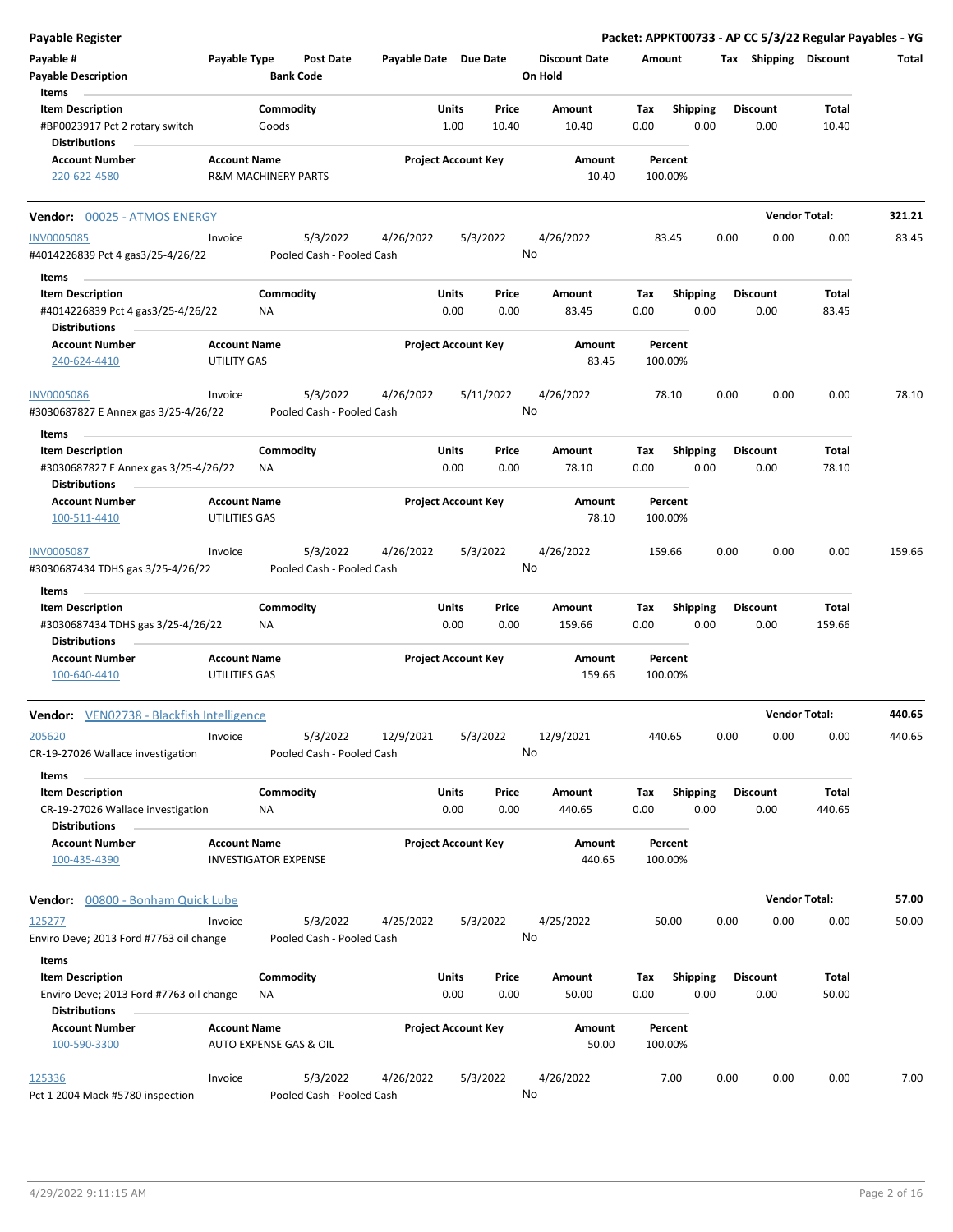**Payable Register** — Packet: APPKT00733 - AP CC 5/3/22 Regular Payables - YG

| Payable # | Payable Type | Post Date | Payable Date | Due Date | Discount Date | Amount | Tax | Shipping | Discount | Total |
|---|---|---|---|---|---|---|---|---|---|---|
| Payable Description | | Bank Code | | | On Hold | | | | | |

**Items**

| Item Description | Commodity | Units | Price | Amount | Tax | Shipping | Discount | Total |
|---|---|---|---|---|---|---|---|---|
| #BP0023917 Pct 2 rotary switch | Goods | 1.00 | 10.40 | 10.40 | 0.00 | 0.00 | 0.00 | 10.40 |

**Distributions**

| Account Number | Account Name | Project Account Key | Amount | Percent |
|---|---|---|---|---|
| 220-622-4580 | R&M MACHINERY PARTS | | 10.40 | 100.00% |

---

**Vendor: 00025 - ATMOS ENERGY** — Vendor Total: **321.21**

| Payable # | Payable Type | Post Date | Payable Date | Due Date | Discount Date | Amount | Tax | Shipping | Discount | Total |
|---|---|---|---|---|---|---|---|---|---|---|
| INV0005085 | Invoice | 5/3/2022 | 4/26/2022 | 5/3/2022 | 4/26/2022 | 83.45 | 0.00 | 0.00 | 0.00 | 83.45 |
| #4014226839 Pct 4 gas3/25-4/26/22 | | Pooled Cash - Pooled Cash | | | No | | | | | |

**Items**

| Item Description | Commodity | Units | Price | Amount | Tax | Shipping | Discount | Total |
|---|---|---|---|---|---|---|---|---|
| #4014226839 Pct 4 gas3/25-4/26/22 | NA | 0.00 | 0.00 | 83.45 | 0.00 | 0.00 | 0.00 | 83.45 |

**Distributions**

| Account Number | Account Name | Project Account Key | Amount | Percent |
|---|---|---|---|---|
| 240-624-4410 | UTILITY GAS | | 83.45 | 100.00% |

| Payable # | Payable Type | Post Date | Payable Date | Due Date | Discount Date | Amount | Tax | Shipping | Discount | Total |
|---|---|---|---|---|---|---|---|---|---|---|
| INV0005086 | Invoice | 5/3/2022 | 4/26/2022 | 5/11/2022 | 4/26/2022 | 78.10 | 0.00 | 0.00 | 0.00 | 78.10 |
| #3030687827 E Annex gas 3/25-4/26/22 | | Pooled Cash - Pooled Cash | | | No | | | | | |

**Items**

| Item Description | Commodity | Units | Price | Amount | Tax | Shipping | Discount | Total |
|---|---|---|---|---|---|---|---|---|
| #3030687827 E Annex gas 3/25-4/26/22 | NA | 0.00 | 0.00 | 78.10 | 0.00 | 0.00 | 0.00 | 78.10 |

**Distributions**

| Account Number | Account Name | Project Account Key | Amount | Percent |
|---|---|---|---|---|
| 100-511-4410 | UTILITIES GAS | | 78.10 | 100.00% |

| Payable # | Payable Type | Post Date | Payable Date | Due Date | Discount Date | Amount | Tax | Shipping | Discount | Total |
|---|---|---|---|---|---|---|---|---|---|---|
| INV0005087 | Invoice | 5/3/2022 | 4/26/2022 | 5/3/2022 | 4/26/2022 | 159.66 | 0.00 | 0.00 | 0.00 | 159.66 |
| #3030687434 TDHS gas 3/25-4/26/22 | | Pooled Cash - Pooled Cash | | | No | | | | | |

**Items**

| Item Description | Commodity | Units | Price | Amount | Tax | Shipping | Discount | Total |
|---|---|---|---|---|---|---|---|---|
| #3030687434 TDHS gas 3/25-4/26/22 | NA | 0.00 | 0.00 | 159.66 | 0.00 | 0.00 | 0.00 | 159.66 |

**Distributions**

| Account Number | Account Name | Project Account Key | Amount | Percent |
|---|---|---|---|---|
| 100-640-4410 | UTILITIES GAS | | 159.66 | 100.00% |

---

**Vendor: VEN02738 - Blackfish Intelligence** — Vendor Total: **440.65**

| Payable # | Payable Type | Post Date | Payable Date | Due Date | Discount Date | Amount | Tax | Shipping | Discount | Total |
|---|---|---|---|---|---|---|---|---|---|---|
| 205620 | Invoice | 5/3/2022 | 12/9/2021 | 5/3/2022 | 12/9/2021 | 440.65 | 0.00 | 0.00 | 0.00 | 440.65 |
| CR-19-27026 Wallace investigation | | Pooled Cash - Pooled Cash | | | No | | | | | |

**Items**

| Item Description | Commodity | Units | Price | Amount | Tax | Shipping | Discount | Total |
|---|---|---|---|---|---|---|---|---|
| CR-19-27026 Wallace investigation | NA | 0.00 | 0.00 | 440.65 | 0.00 | 0.00 | 0.00 | 440.65 |

**Distributions**

| Account Number | Account Name | Project Account Key | Amount | Percent |
|---|---|---|---|---|
| 100-435-4390 | INVESTIGATOR EXPENSE | | 440.65 | 100.00% |

---

**Vendor: 00800 - Bonham Quick Lube** — Vendor Total: **57.00**

| Payable # | Payable Type | Post Date | Payable Date | Due Date | Discount Date | Amount | Tax | Shipping | Discount | Total |
|---|---|---|---|---|---|---|---|---|---|---|
| 125277 | Invoice | 5/3/2022 | 4/25/2022 | 5/3/2022 | 4/25/2022 | 50.00 | 0.00 | 0.00 | 0.00 | 50.00 |
| Enviro Deve; 2013 Ford #7763 oil change | | Pooled Cash - Pooled Cash | | | No | | | | | |

**Items**

| Item Description | Commodity | Units | Price | Amount | Tax | Shipping | Discount | Total |
|---|---|---|---|---|---|---|---|---|
| Enviro Deve; 2013 Ford #7763 oil change | NA | 0.00 | 0.00 | 50.00 | 0.00 | 0.00 | 0.00 | 50.00 |

**Distributions**

| Account Number | Account Name | Project Account Key | Amount | Percent |
|---|---|---|---|---|
| 100-590-3300 | AUTO EXPENSE GAS & OIL | | 50.00 | 100.00% |

| Payable # | Payable Type | Post Date | Payable Date | Due Date | Discount Date | Amount | Tax | Shipping | Discount | Total |
|---|---|---|---|---|---|---|---|---|---|---|
| 125336 | Invoice | 5/3/2022 | 4/26/2022 | 5/3/2022 | 4/26/2022 | 7.00 | 0.00 | 0.00 | 0.00 | 7.00 |
| Pct 1 2004 Mack #5780 inspection | | Pooled Cash - Pooled Cash | | | No | | | | | |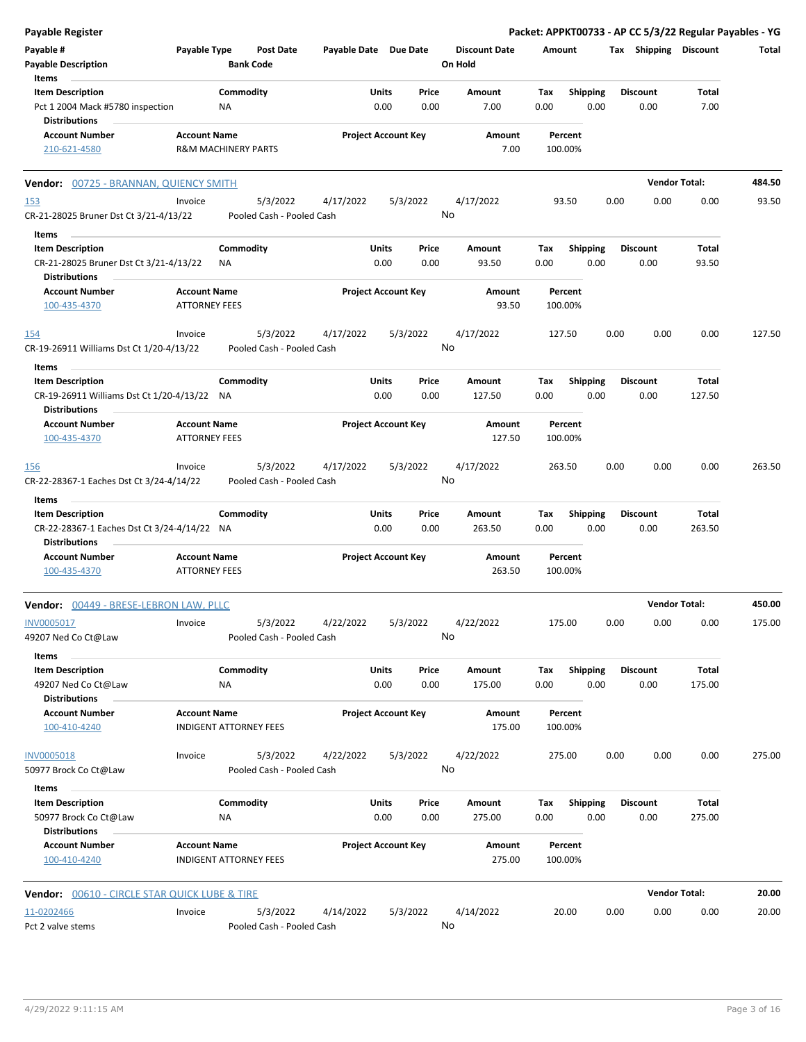# Payable Register

**Packet: APPKT00733 - AP CC 5/3/22 Regular Payables - YG**

| Payable # | Payable Type | Post Date | Payable Date | Due Date | Discount Date | Amount | Tax | Shipping | Discount | Total |
|---|---|---|---|---|---|---|---|---|---|---|
| **Payable Description** | | **Bank Code** | | | **On Hold** | | | | | |

**Items**

| Item Description | Commodity | Units | Price | Amount | Tax | Shipping | Discount | Total |
|---|---|---|---|---|---|---|---|---|
| Pct 1 2004 Mack #5780 inspection | NA | 0.00 | 0.00 | 7.00 | 0.00 | 0.00 | 0.00 | 7.00 |

**Distributions**

| Account Number | Account Name | Project Account Key | Amount | Percent |
|---|---|---|---|---|
| 210-621-4580 | R&M MACHINERY PARTS | | 7.00 | 100.00% |

---

## Vendor: 00725 - BRANNAN, QUIENCY SMITH — Vendor Total: 484.50

| Payable # | Payable Type | Post Date | Payable Date | Due Date | Discount Date | Amount | Tax | Shipping | Discount | Total |
|---|---|---|---|---|---|---|---|---|---|---|
| 153 | Invoice | 5/3/2022 | 4/17/2022 | 5/3/2022 | 4/17/2022 | 93.50 | 0.00 | 0.00 | 0.00 | 93.50 |
| CR-21-28025 Bruner Dst Ct 3/21-4/13/22 | | Pooled Cash - Pooled Cash | | | No | | | | | |

**Items**

| Item Description | Commodity | Units | Price | Amount | Tax | Shipping | Discount | Total |
|---|---|---|---|---|---|---|---|---|
| CR-21-28025 Bruner Dst Ct 3/21-4/13/22 | NA | 0.00 | 0.00 | 93.50 | 0.00 | 0.00 | 0.00 | 93.50 |

**Distributions**

| Account Number | Account Name | Project Account Key | Amount | Percent |
|---|---|---|---|---|
| 100-435-4370 | ATTORNEY FEES | | 93.50 | 100.00% |

| Payable # | Payable Type | Post Date | Payable Date | Due Date | Discount Date | Amount | Tax | Shipping | Discount | Total |
|---|---|---|---|---|---|---|---|---|---|---|
| 154 | Invoice | 5/3/2022 | 4/17/2022 | 5/3/2022 | 4/17/2022 | 127.50 | 0.00 | 0.00 | 0.00 | 127.50 |
| CR-19-26911 Williams Dst Ct 1/20-4/13/22 | | Pooled Cash - Pooled Cash | | | No | | | | | |

**Items**

| Item Description | Commodity | Units | Price | Amount | Tax | Shipping | Discount | Total |
|---|---|---|---|---|---|---|---|---|
| CR-19-26911 Williams Dst Ct 1/20-4/13/22 | NA | 0.00 | 0.00 | 127.50 | 0.00 | 0.00 | 0.00 | 127.50 |

**Distributions**

| Account Number | Account Name | Project Account Key | Amount | Percent |
|---|---|---|---|---|
| 100-435-4370 | ATTORNEY FEES | | 127.50 | 100.00% |

| Payable # | Payable Type | Post Date | Payable Date | Due Date | Discount Date | Amount | Tax | Shipping | Discount | Total |
|---|---|---|---|---|---|---|---|---|---|---|
| 156 | Invoice | 5/3/2022 | 4/17/2022 | 5/3/2022 | 4/17/2022 | 263.50 | 0.00 | 0.00 | 0.00 | 263.50 |
| CR-22-28367-1 Eaches Dst Ct 3/24-4/14/22 | | Pooled Cash - Pooled Cash | | | No | | | | | |

**Items**

| Item Description | Commodity | Units | Price | Amount | Tax | Shipping | Discount | Total |
|---|---|---|---|---|---|---|---|---|
| CR-22-28367-1 Eaches Dst Ct 3/24-4/14/22 | NA | 0.00 | 0.00 | 263.50 | 0.00 | 0.00 | 0.00 | 263.50 |

**Distributions**

| Account Number | Account Name | Project Account Key | Amount | Percent |
|---|---|---|---|---|
| 100-435-4370 | ATTORNEY FEES | | 263.50 | 100.00% |

---

## Vendor: 00449 - BRESE-LEBRON LAW, PLLC — Vendor Total: 450.00

| Payable # | Payable Type | Post Date | Payable Date | Due Date | Discount Date | Amount | Tax | Shipping | Discount | Total |
|---|---|---|---|---|---|---|---|---|---|---|
| INV0005017 | Invoice | 5/3/2022 | 4/22/2022 | 5/3/2022 | 4/22/2022 | 175.00 | 0.00 | 0.00 | 0.00 | 175.00 |
| 49207 Ned Co Ct@Law | | Pooled Cash - Pooled Cash | | | No | | | | | |

**Items**

| Item Description | Commodity | Units | Price | Amount | Tax | Shipping | Discount | Total |
|---|---|---|---|---|---|---|---|---|
| 49207 Ned Co Ct@Law | NA | 0.00 | 0.00 | 175.00 | 0.00 | 0.00 | 0.00 | 175.00 |

**Distributions**

| Account Number | Account Name | Project Account Key | Amount | Percent |
|---|---|---|---|---|
| 100-410-4240 | INDIGENT ATTORNEY FEES | | 175.00 | 100.00% |

| Payable # | Payable Type | Post Date | Payable Date | Due Date | Discount Date | Amount | Tax | Shipping | Discount | Total |
|---|---|---|---|---|---|---|---|---|---|---|
| INV0005018 | Invoice | 5/3/2022 | 4/22/2022 | 5/3/2022 | 4/22/2022 | 275.00 | 0.00 | 0.00 | 0.00 | 275.00 |
| 50977 Brock Co Ct@Law | | Pooled Cash - Pooled Cash | | | No | | | | | |

**Items**

| Item Description | Commodity | Units | Price | Amount | Tax | Shipping | Discount | Total |
|---|---|---|---|---|---|---|---|---|
| 50977 Brock Co Ct@Law | NA | 0.00 | 0.00 | 275.00 | 0.00 | 0.00 | 0.00 | 275.00 |

**Distributions**

| Account Number | Account Name | Project Account Key | Amount | Percent |
|---|---|---|---|---|
| 100-410-4240 | INDIGENT ATTORNEY FEES | | 275.00 | 100.00% |

---

## Vendor: 00610 - CIRCLE STAR QUICK LUBE & TIRE — Vendor Total: 20.00

| Payable # | Payable Type | Post Date | Payable Date | Due Date | Discount Date | Amount | Tax | Shipping | Discount | Total |
|---|---|---|---|---|---|---|---|---|---|---|
| 11-0202466 | Invoice | 5/3/2022 | 4/14/2022 | 5/3/2022 | 4/14/2022 | 20.00 | 0.00 | 0.00 | 0.00 | 20.00 |
| Pct 2 valve stems | | Pooled Cash - Pooled Cash | | | No | | | | | |

4/29/2022 9:11:15 AM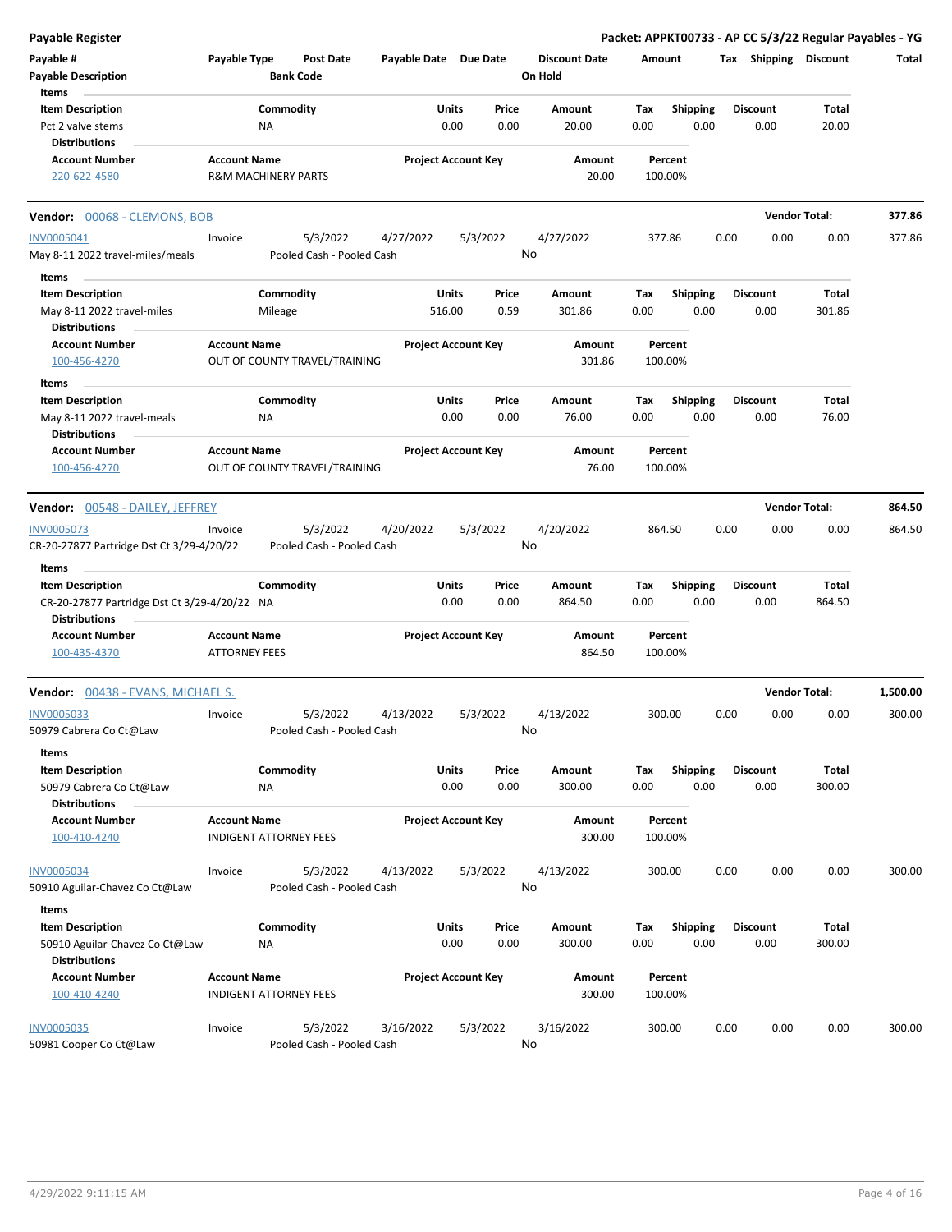# Payable Register

**Packet: APPKT00733 - AP CC 5/3/22 Regular Payables - YG**

| Payable # | Payable Type | Post Date | Payable Date | Due Date | Discount Date | Amount | Tax | Shipping | Discount | Total |
|---|---|---|---|---|---|---|---|---|---|---|
| Payable Description | | Bank Code | | | On Hold | | | | | |

**Items**

| Item Description | Commodity | Units | Price | Amount | Tax | Shipping | Discount | Total |
|---|---|---|---|---|---|---|---|---|
| Pct 2 valve stems | NA | 0.00 | 0.00 | 20.00 | 0.00 | 0.00 | 0.00 | 20.00 |

**Distributions**

| Account Number | Account Name | Project Account Key | Amount | Percent |
|---|---|---|---|---|
| 220-622-4580 | R&M MACHINERY PARTS | | 20.00 | 100.00% |

---

## Vendor: 00068 - CLEMONS, BOB

**Vendor Total: 377.86**

| Payable # | Payable Type | Post Date | Payable Date | Due Date | Discount Date | Amount | Tax | Shipping | Discount | Total |
|---|---|---|---|---|---|---|---|---|---|---|
| INV0005041 | Invoice | 5/3/2022 | 4/27/2022 | 5/3/2022 | 4/27/2022 | 377.86 | 0.00 | 0.00 | 0.00 | 377.86 |
| May 8-11 2022 travel-miles/meals | | Pooled Cash - Pooled Cash | | | No | | | | | |

**Items**

| Item Description | Commodity | Units | Price | Amount | Tax | Shipping | Discount | Total |
|---|---|---|---|---|---|---|---|---|
| May 8-11 2022 travel-miles | Mileage | 516.00 | 0.59 | 301.86 | 0.00 | 0.00 | 0.00 | 301.86 |

**Distributions**

| Account Number | Account Name | Project Account Key | Amount | Percent |
|---|---|---|---|---|
| 100-456-4270 | OUT OF COUNTY TRAVEL/TRAINING | | 301.86 | 100.00% |

**Items**

| Item Description | Commodity | Units | Price | Amount | Tax | Shipping | Discount | Total |
|---|---|---|---|---|---|---|---|---|
| May 8-11 2022 travel-meals | NA | 0.00 | 0.00 | 76.00 | 0.00 | 0.00 | 0.00 | 76.00 |

**Distributions**

| Account Number | Account Name | Project Account Key | Amount | Percent |
|---|---|---|---|---|
| 100-456-4270 | OUT OF COUNTY TRAVEL/TRAINING | | 76.00 | 100.00% |

---

## Vendor: 00548 - DAILEY, JEFFREY

**Vendor Total: 864.50**

| Payable # | Payable Type | Post Date | Payable Date | Due Date | Discount Date | Amount | Tax | Shipping | Discount | Total |
|---|---|---|---|---|---|---|---|---|---|---|
| INV0005073 | Invoice | 5/3/2022 | 4/20/2022 | 5/3/2022 | 4/20/2022 | 864.50 | 0.00 | 0.00 | 0.00 | 864.50 |
| CR-20-27877 Partridge Dst Ct 3/29-4/20/22 | | Pooled Cash - Pooled Cash | | | No | | | | | |

**Items**

| Item Description | Commodity | Units | Price | Amount | Tax | Shipping | Discount | Total |
|---|---|---|---|---|---|---|---|---|
| CR-20-27877 Partridge Dst Ct 3/29-4/20/22 | NA | 0.00 | 0.00 | 864.50 | 0.00 | 0.00 | 0.00 | 864.50 |

**Distributions**

| Account Number | Account Name | Project Account Key | Amount | Percent |
|---|---|---|---|---|
| 100-435-4370 | ATTORNEY FEES | | 864.50 | 100.00% |

---

## Vendor: 00438 - EVANS, MICHAEL S.

**Vendor Total: 1,500.00**

| Payable # | Payable Type | Post Date | Payable Date | Due Date | Discount Date | Amount | Tax | Shipping | Discount | Total |
|---|---|---|---|---|---|---|---|---|---|---|
| INV0005033 | Invoice | 5/3/2022 | 4/13/2022 | 5/3/2022 | 4/13/2022 | 300.00 | 0.00 | 0.00 | 0.00 | 300.00 |
| 50979 Cabrera Co Ct@Law | | Pooled Cash - Pooled Cash | | | No | | | | | |

**Items**

| Item Description | Commodity | Units | Price | Amount | Tax | Shipping | Discount | Total |
|---|---|---|---|---|---|---|---|---|
| 50979 Cabrera Co Ct@Law | NA | 0.00 | 0.00 | 300.00 | 0.00 | 0.00 | 0.00 | 300.00 |

**Distributions**

| Account Number | Account Name | Project Account Key | Amount | Percent |
|---|---|---|---|---|
| 100-410-4240 | INDIGENT ATTORNEY FEES | | 300.00 | 100.00% |

| Payable # | Payable Type | Post Date | Payable Date | Due Date | Discount Date | Amount | Tax | Shipping | Discount | Total |
|---|---|---|---|---|---|---|---|---|---|---|
| INV0005034 | Invoice | 5/3/2022 | 4/13/2022 | 5/3/2022 | 4/13/2022 | 300.00 | 0.00 | 0.00 | 0.00 | 300.00 |
| 50910 Aguilar-Chavez Co Ct@Law | | Pooled Cash - Pooled Cash | | | No | | | | | |

**Items**

| Item Description | Commodity | Units | Price | Amount | Tax | Shipping | Discount | Total |
|---|---|---|---|---|---|---|---|---|
| 50910 Aguilar-Chavez Co Ct@Law | NA | 0.00 | 0.00 | 300.00 | 0.00 | 0.00 | 0.00 | 300.00 |

**Distributions**

| Account Number | Account Name | Project Account Key | Amount | Percent |
|---|---|---|---|---|
| 100-410-4240 | INDIGENT ATTORNEY FEES | | 300.00 | 100.00% |

| Payable # | Payable Type | Post Date | Payable Date | Due Date | Discount Date | Amount | Tax | Shipping | Discount | Total |
|---|---|---|---|---|---|---|---|---|---|---|
| INV0005035 | Invoice | 5/3/2022 | 3/16/2022 | 5/3/2022 | 3/16/2022 | 300.00 | 0.00 | 0.00 | 0.00 | 300.00 |
| 50981 Cooper Co Ct@Law | | Pooled Cash - Pooled Cash | | | No | | | | | |

4/29/2022 9:11:15 AM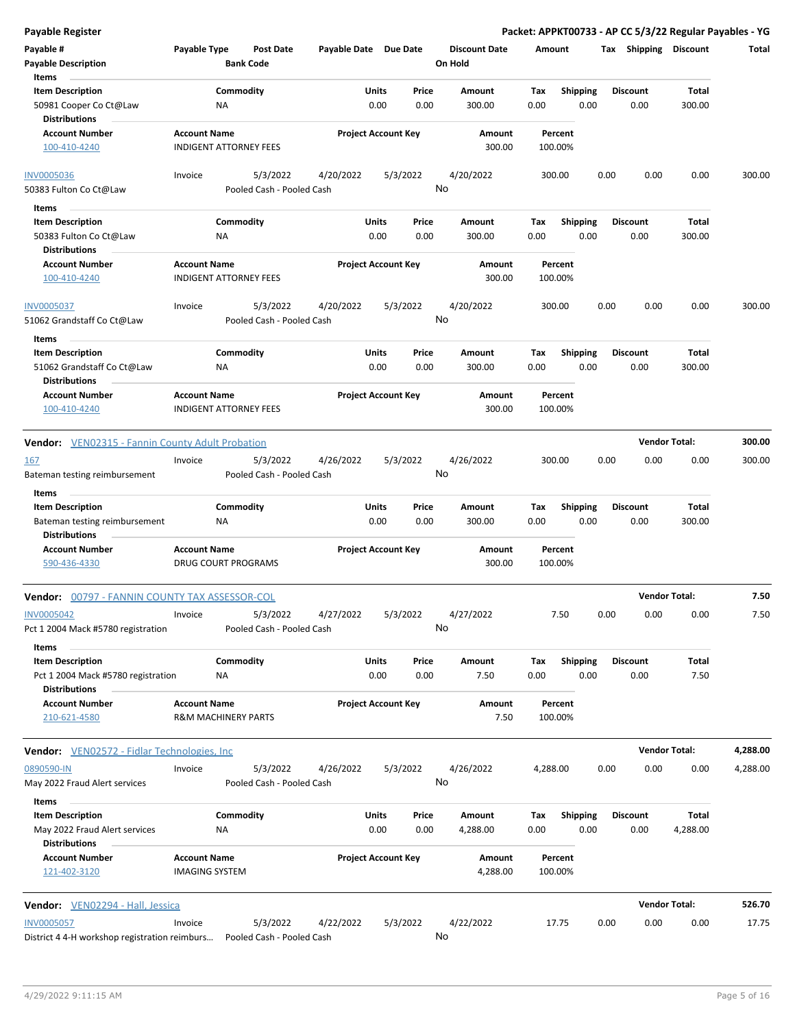**Payable Register** — **Packet: APPKT00733 - AP CC 5/3/22 Regular Payables - YG**

| Payable # | Payable Type | Post Date | Payable Date | Due Date | Discount Date | Amount | Tax | Shipping | Discount | Total |
|---|---|---|---|---|---|---|---|---|---|---|
| Payable Description | | Bank Code | | | On Hold | | | | | |

Items

| Item Description | Commodity | Units | Price | Amount | Tax | Shipping | Discount | Total |
|---|---|---|---|---|---|---|---|---|
| 50981 Cooper Co Ct@Law | NA | 0.00 | 0.00 | 300.00 | 0.00 | 0.00 | 0.00 | 300.00 |

Distributions

| Account Number | Account Name | Project Account Key | Amount | Percent |
|---|---|---|---|---|
| 100-410-4240 | INDIGENT ATTORNEY FEES | | 300.00 | 100.00% |

| Payable # | Payable Type | Post Date | Payable Date | Due Date | Discount Date | Amount | Tax | Shipping | Discount | Total |
|---|---|---|---|---|---|---|---|---|---|---|
| INV0005036 | Invoice | 5/3/2022 | 4/20/2022 | 5/3/2022 | 4/20/2022 | 300.00 | 0.00 | 0.00 | 0.00 | 300.00 |
| 50383 Fulton Co Ct@Law | | Pooled Cash - Pooled Cash | | | No | | | | | |

Items

| Item Description | Commodity | Units | Price | Amount | Tax | Shipping | Discount | Total |
|---|---|---|---|---|---|---|---|---|
| 50383 Fulton Co Ct@Law | NA | 0.00 | 0.00 | 300.00 | 0.00 | 0.00 | 0.00 | 300.00 |

Distributions

| Account Number | Account Name | Project Account Key | Amount | Percent |
|---|---|---|---|---|
| 100-410-4240 | INDIGENT ATTORNEY FEES | | 300.00 | 100.00% |

| Payable # | Payable Type | Post Date | Payable Date | Due Date | Discount Date | Amount | Tax | Shipping | Discount | Total |
|---|---|---|---|---|---|---|---|---|---|---|
| INV0005037 | Invoice | 5/3/2022 | 4/20/2022 | 5/3/2022 | 4/20/2022 | 300.00 | 0.00 | 0.00 | 0.00 | 300.00 |
| 51062 Grandstaff Co Ct@Law | | Pooled Cash - Pooled Cash | | | No | | | | | |

Items

| Item Description | Commodity | Units | Price | Amount | Tax | Shipping | Discount | Total |
|---|---|---|---|---|---|---|---|---|
| 51062 Grandstaff Co Ct@Law | NA | 0.00 | 0.00 | 300.00 | 0.00 | 0.00 | 0.00 | 300.00 |

Distributions

| Account Number | Account Name | Project Account Key | Amount | Percent |
|---|---|---|---|---|
| 100-410-4240 | INDIGENT ATTORNEY FEES | | 300.00 | 100.00% |

**Vendor:** VEN02315 - Fannin County Adult Probation — **Vendor Total: 300.00**

| Payable # | Payable Type | Post Date | Payable Date | Due Date | Discount Date | Amount | Tax | Shipping | Discount | Total |
|---|---|---|---|---|---|---|---|---|---|---|
| 167 | Invoice | 5/3/2022 | 4/26/2022 | 5/3/2022 | 4/26/2022 | 300.00 | 0.00 | 0.00 | 0.00 | 300.00 |
| Bateman testing reimbursement | | Pooled Cash - Pooled Cash | | | No | | | | | |

Items

| Item Description | Commodity | Units | Price | Amount | Tax | Shipping | Discount | Total |
|---|---|---|---|---|---|---|---|---|
| Bateman testing reimbursement | NA | 0.00 | 0.00 | 300.00 | 0.00 | 0.00 | 0.00 | 300.00 |

Distributions

| Account Number | Account Name | Project Account Key | Amount | Percent |
|---|---|---|---|---|
| 590-436-4330 | DRUG COURT PROGRAMS | | 300.00 | 100.00% |

**Vendor:** 00797 - FANNIN COUNTY TAX ASSESSOR-COL — **Vendor Total: 7.50**

| Payable # | Payable Type | Post Date | Payable Date | Due Date | Discount Date | Amount | Tax | Shipping | Discount | Total |
|---|---|---|---|---|---|---|---|---|---|---|
| INV0005042 | Invoice | 5/3/2022 | 4/27/2022 | 5/3/2022 | 4/27/2022 | 7.50 | 0.00 | 0.00 | 0.00 | 7.50 |
| Pct 1 2004 Mack #5780 registration | | Pooled Cash - Pooled Cash | | | No | | | | | |

Items

| Item Description | Commodity | Units | Price | Amount | Tax | Shipping | Discount | Total |
|---|---|---|---|---|---|---|---|---|
| Pct 1 2004 Mack #5780 registration | NA | 0.00 | 0.00 | 7.50 | 0.00 | 0.00 | 0.00 | 7.50 |

Distributions

| Account Number | Account Name | Project Account Key | Amount | Percent |
|---|---|---|---|---|
| 210-621-4580 | R&M MACHINERY PARTS | | 7.50 | 100.00% |

**Vendor:** VEN02572 - Fidlar Technologies, Inc — **Vendor Total: 4,288.00**

| Payable # | Payable Type | Post Date | Payable Date | Due Date | Discount Date | Amount | Tax | Shipping | Discount | Total |
|---|---|---|---|---|---|---|---|---|---|---|
| 0890590-IN | Invoice | 5/3/2022 | 4/26/2022 | 5/3/2022 | 4/26/2022 | 4,288.00 | 0.00 | 0.00 | 0.00 | 4,288.00 |
| May 2022 Fraud Alert services | | Pooled Cash - Pooled Cash | | | No | | | | | |

Items

| Item Description | Commodity | Units | Price | Amount | Tax | Shipping | Discount | Total |
|---|---|---|---|---|---|---|---|---|
| May 2022 Fraud Alert services | NA | 0.00 | 0.00 | 4,288.00 | 0.00 | 0.00 | 0.00 | 4,288.00 |

Distributions

| Account Number | Account Name | Project Account Key | Amount | Percent |
|---|---|---|---|---|
| 121-402-3120 | IMAGING SYSTEM | | 4,288.00 | 100.00% |

**Vendor:** VEN02294 - Hall, Jessica — **Vendor Total: 526.70**

| Payable # | Payable Type | Post Date | Payable Date | Due Date | Discount Date | Amount | Tax | Shipping | Discount | Total |
|---|---|---|---|---|---|---|---|---|---|---|
| INV0005057 | Invoice | 5/3/2022 | 4/22/2022 | 5/3/2022 | 4/22/2022 | 17.75 | 0.00 | 0.00 | 0.00 | 17.75 |
| District 4 4-H workshop registration reimburs... | | Pooled Cash - Pooled Cash | | | No | | | | | |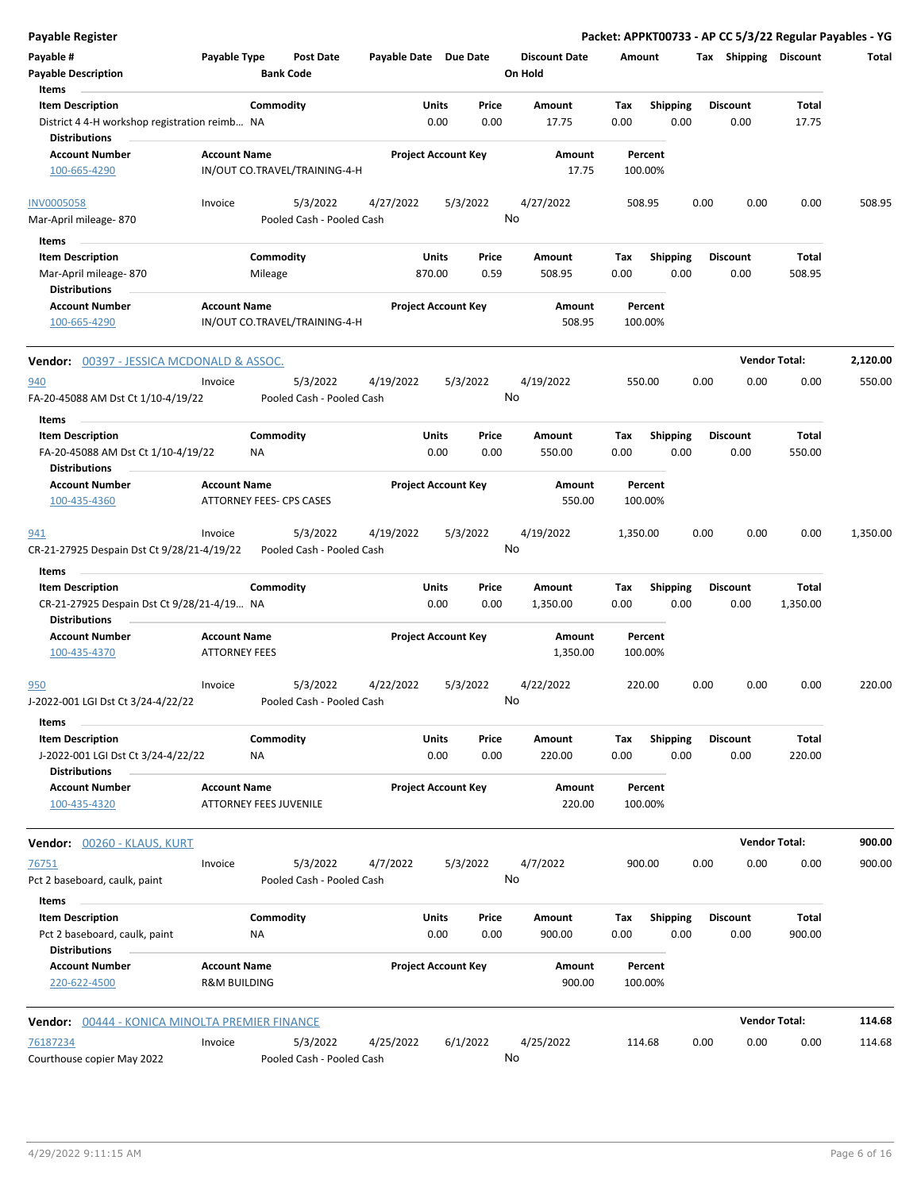**Payable Register** — **Packet: APPKT00733 - AP CC 5/3/22 Regular Payables - YG**

| Payable # / Payable Description | Payable Type | Post Date / Bank Code | Payable Date | Due Date | Discount Date / On Hold | Amount | Tax | Shipping | Discount | Total |
|---|---|---|---|---|---|---|---|---|---|---|

**Items**

| Item Description | Commodity | Units | Price | Amount | Tax | Shipping | Discount | Total |
|---|---|---|---|---|---|---|---|---|
| District 4 4-H workshop registration reimb… | NA | 0.00 | 0.00 | 17.75 | 0.00 | 0.00 | 0.00 | 17.75 |

**Distributions**

| Account Number | Account Name | Project Account Key | Amount | Percent |
|---|---|---|---|---|
| 100-665-4290 | IN/OUT CO.TRAVEL/TRAINING-4-H | | 17.75 | 100.00% |

| Payable # | Payable Type | Post Date | Payable Date | Due Date | Discount Date | Amount | Tax | Shipping | Discount | Total |
|---|---|---|---|---|---|---|---|---|---|---|
| INV0005058 | Invoice | 5/3/2022 | 4/27/2022 | 5/3/2022 | 4/27/2022 | 508.95 | 0.00 | 0.00 | 0.00 | 508.95 |
| Mar-April mileage- 870 | | Pooled Cash - Pooled Cash | | | No | | | | | |

**Items**

| Item Description | Commodity | Units | Price | Amount | Tax | Shipping | Discount | Total |
|---|---|---|---|---|---|---|---|---|
| Mar-April mileage- 870 | Mileage | 870.00 | 0.59 | 508.95 | 0.00 | 0.00 | 0.00 | 508.95 |

**Distributions**

| Account Number | Account Name | Project Account Key | Amount | Percent |
|---|---|---|---|---|
| 100-665-4290 | IN/OUT CO.TRAVEL/TRAINING-4-H | | 508.95 | 100.00% |

**Vendor: 00397 - JESSICA MCDONALD & ASSOC.** — **Vendor Total: 2,120.00**

| Payable # | Payable Type | Post Date | Payable Date | Due Date | Discount Date | Amount | Tax | Shipping | Discount | Total |
|---|---|---|---|---|---|---|---|---|---|---|
| 940 | Invoice | 5/3/2022 | 4/19/2022 | 5/3/2022 | 4/19/2022 | 550.00 | 0.00 | 0.00 | 0.00 | 550.00 |
| FA-20-45088 AM Dst Ct 1/10-4/19/22 | | Pooled Cash - Pooled Cash | | | No | | | | | |

**Items**

| Item Description | Commodity | Units | Price | Amount | Tax | Shipping | Discount | Total |
|---|---|---|---|---|---|---|---|---|
| FA-20-45088 AM Dst Ct 1/10-4/19/22 | NA | 0.00 | 0.00 | 550.00 | 0.00 | 0.00 | 0.00 | 550.00 |

**Distributions**

| Account Number | Account Name | Project Account Key | Amount | Percent |
|---|---|---|---|---|
| 100-435-4360 | ATTORNEY FEES- CPS CASES | | 550.00 | 100.00% |

| Payable # | Payable Type | Post Date | Payable Date | Due Date | Discount Date | Amount | Tax | Shipping | Discount | Total |
|---|---|---|---|---|---|---|---|---|---|---|
| 941 | Invoice | 5/3/2022 | 4/19/2022 | 5/3/2022 | 4/19/2022 | 1,350.00 | 0.00 | 0.00 | 0.00 | 1,350.00 |
| CR-21-27925 Despain Dst Ct 9/28/21-4/19/22 | | Pooled Cash - Pooled Cash | | | No | | | | | |

**Items**

| Item Description | Commodity | Units | Price | Amount | Tax | Shipping | Discount | Total |
|---|---|---|---|---|---|---|---|---|
| CR-21-27925 Despain Dst Ct 9/28/21-4/19… | NA | 0.00 | 0.00 | 1,350.00 | 0.00 | 0.00 | 0.00 | 1,350.00 |

**Distributions**

| Account Number | Account Name | Project Account Key | Amount | Percent |
|---|---|---|---|---|
| 100-435-4370 | ATTORNEY FEES | | 1,350.00 | 100.00% |

| Payable # | Payable Type | Post Date | Payable Date | Due Date | Discount Date | Amount | Tax | Shipping | Discount | Total |
|---|---|---|---|---|---|---|---|---|---|---|
| 950 | Invoice | 5/3/2022 | 4/22/2022 | 5/3/2022 | 4/22/2022 | 220.00 | 0.00 | 0.00 | 0.00 | 220.00 |
| J-2022-001 LGI Dst Ct 3/24-4/22/22 | | Pooled Cash - Pooled Cash | | | No | | | | | |

**Items**

| Item Description | Commodity | Units | Price | Amount | Tax | Shipping | Discount | Total |
|---|---|---|---|---|---|---|---|---|
| J-2022-001 LGI Dst Ct 3/24-4/22/22 | NA | 0.00 | 0.00 | 220.00 | 0.00 | 0.00 | 0.00 | 220.00 |

**Distributions**

| Account Number | Account Name | Project Account Key | Amount | Percent |
|---|---|---|---|---|
| 100-435-4320 | ATTORNEY FEES JUVENILE | | 220.00 | 100.00% |

**Vendor: 00260 - KLAUS, KURT** — **Vendor Total: 900.00**

| Payable # | Payable Type | Post Date | Payable Date | Due Date | Discount Date | Amount | Tax | Shipping | Discount | Total |
|---|---|---|---|---|---|---|---|---|---|---|
| 76751 | Invoice | 5/3/2022 | 4/7/2022 | 5/3/2022 | 4/7/2022 | 900.00 | 0.00 | 0.00 | 0.00 | 900.00 |
| Pct 2 baseboard, caulk, paint | | Pooled Cash - Pooled Cash | | | No | | | | | |

**Items**

| Item Description | Commodity | Units | Price | Amount | Tax | Shipping | Discount | Total |
|---|---|---|---|---|---|---|---|---|
| Pct 2 baseboard, caulk, paint | NA | 0.00 | 0.00 | 900.00 | 0.00 | 0.00 | 0.00 | 900.00 |

**Distributions**

| Account Number | Account Name | Project Account Key | Amount | Percent |
|---|---|---|---|---|
| 220-622-4500 | R&M BUILDING | | 900.00 | 100.00% |

**Vendor: 00444 - KONICA MINOLTA PREMIER FINANCE** — **Vendor Total: 114.68**

| Payable # | Payable Type | Post Date | Payable Date | Due Date | Discount Date | Amount | Tax | Shipping | Discount | Total |
|---|---|---|---|---|---|---|---|---|---|---|
| 76187234 | Invoice | 5/3/2022 | 4/25/2022 | 6/1/2022 | 4/25/2022 | 114.68 | 0.00 | 0.00 | 0.00 | 114.68 |
| Courthouse copier May 2022 | | Pooled Cash - Pooled Cash | | | No | | | | | |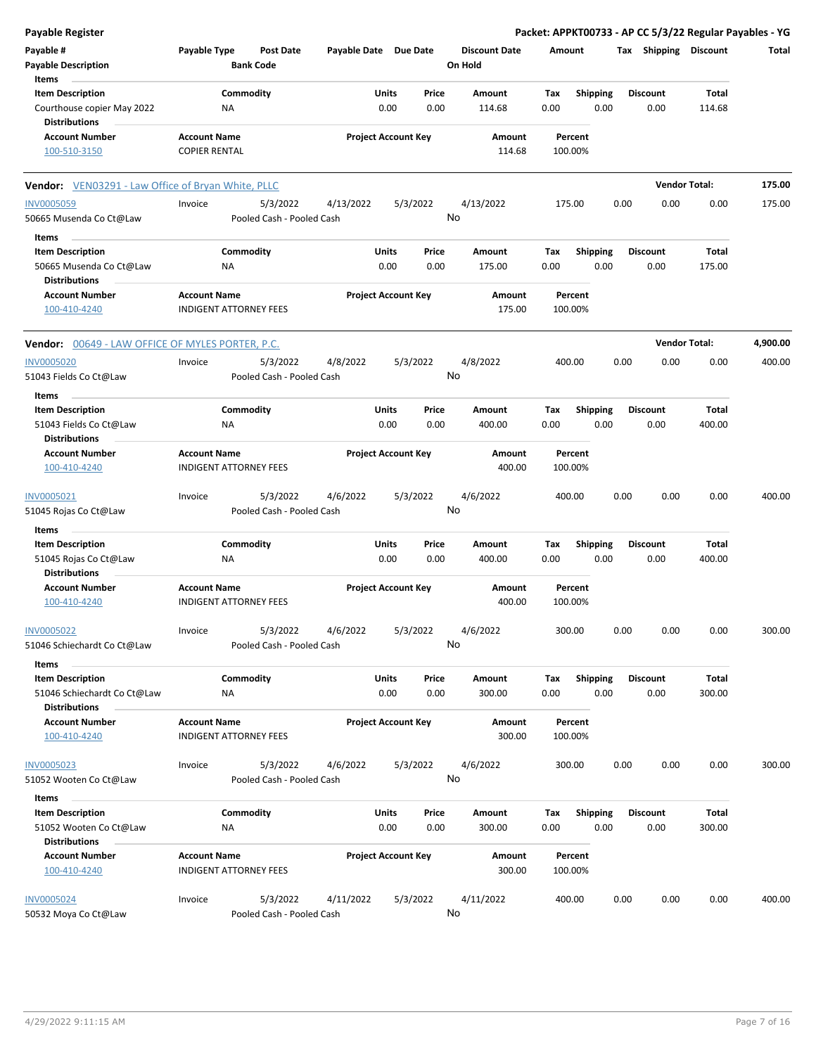# Payable Register

**Packet: APPKT00733 - AP CC 5/3/22 Regular Payables - YG**

| Payable # | Payable Type | Post Date | Payable Date | Due Date | Discount Date | Amount | Tax | Shipping | Discount | Total |
|---|---|---|---|---|---|---|---|---|---|---|
| Payable Description | | Bank Code | | | On Hold | | | | | |

**Items**

| Item Description | Commodity | Units | Price | Amount | Tax | Shipping | Discount | Total |
|---|---|---|---|---|---|---|---|---|
| Courthouse copier May 2022 | NA | 0.00 | 0.00 | 114.68 | 0.00 | 0.00 | 0.00 | 114.68 |

**Distributions**

| Account Number | Account Name | Project Account Key | Amount | Percent |
|---|---|---|---|---|
| 100-510-3150 | COPIER RENTAL | | 114.68 | 100.00% |

---

**Vendor:** VEN03291 - Law Office of Bryan White, PLLC — **Vendor Total: 175.00**

| Payable # | Payable Type | Post Date | Payable Date | Due Date | Discount Date | Amount | Tax | Shipping | Discount | Total |
|---|---|---|---|---|---|---|---|---|---|---|
| INV0005059 | Invoice | 5/3/2022 | 4/13/2022 | 5/3/2022 | 4/13/2022 | 175.00 | 0.00 | 0.00 | 0.00 | 175.00 |
| 50665 Musenda Co Ct@Law | | Pooled Cash - Pooled Cash | | | No | | | | | |

**Items**

| Item Description | Commodity | Units | Price | Amount | Tax | Shipping | Discount | Total |
|---|---|---|---|---|---|---|---|---|
| 50665 Musenda Co Ct@Law | NA | 0.00 | 0.00 | 175.00 | 0.00 | 0.00 | 0.00 | 175.00 |

**Distributions**

| Account Number | Account Name | Project Account Key | Amount | Percent |
|---|---|---|---|---|
| 100-410-4240 | INDIGENT ATTORNEY FEES | | 175.00 | 100.00% |

---

**Vendor:** 00649 - LAW OFFICE OF MYLES PORTER, P.C. — **Vendor Total: 4,900.00**

| Payable # | Payable Type | Post Date | Payable Date | Due Date | Discount Date | Amount | Tax | Shipping | Discount | Total |
|---|---|---|---|---|---|---|---|---|---|---|
| INV0005020 | Invoice | 5/3/2022 | 4/8/2022 | 5/3/2022 | 4/8/2022 | 400.00 | 0.00 | 0.00 | 0.00 | 400.00 |
| 51043 Fields Co Ct@Law | | Pooled Cash - Pooled Cash | | | No | | | | | |

**Items**

| Item Description | Commodity | Units | Price | Amount | Tax | Shipping | Discount | Total |
|---|---|---|---|---|---|---|---|---|
| 51043 Fields Co Ct@Law | NA | 0.00 | 0.00 | 400.00 | 0.00 | 0.00 | 0.00 | 400.00 |

**Distributions**

| Account Number | Account Name | Project Account Key | Amount | Percent |
|---|---|---|---|---|
| 100-410-4240 | INDIGENT ATTORNEY FEES | | 400.00 | 100.00% |

| Payable # | Payable Type | Post Date | Payable Date | Due Date | Discount Date | Amount | Tax | Shipping | Discount | Total |
|---|---|---|---|---|---|---|---|---|---|---|
| INV0005021 | Invoice | 5/3/2022 | 4/6/2022 | 5/3/2022 | 4/6/2022 | 400.00 | 0.00 | 0.00 | 0.00 | 400.00 |
| 51045 Rojas Co Ct@Law | | Pooled Cash - Pooled Cash | | | No | | | | | |

**Items**

| Item Description | Commodity | Units | Price | Amount | Tax | Shipping | Discount | Total |
|---|---|---|---|---|---|---|---|---|
| 51045 Rojas Co Ct@Law | NA | 0.00 | 0.00 | 400.00 | 0.00 | 0.00 | 0.00 | 400.00 |

**Distributions**

| Account Number | Account Name | Project Account Key | Amount | Percent |
|---|---|---|---|---|
| 100-410-4240 | INDIGENT ATTORNEY FEES | | 400.00 | 100.00% |

| Payable # | Payable Type | Post Date | Payable Date | Due Date | Discount Date | Amount | Tax | Shipping | Discount | Total |
|---|---|---|---|---|---|---|---|---|---|---|
| INV0005022 | Invoice | 5/3/2022 | 4/6/2022 | 5/3/2022 | 4/6/2022 | 300.00 | 0.00 | 0.00 | 0.00 | 300.00 |
| 51046 Schiechardt Co Ct@Law | | Pooled Cash - Pooled Cash | | | No | | | | | |

**Items**

| Item Description | Commodity | Units | Price | Amount | Tax | Shipping | Discount | Total |
|---|---|---|---|---|---|---|---|---|
| 51046 Schiechardt Co Ct@Law | NA | 0.00 | 0.00 | 300.00 | 0.00 | 0.00 | 0.00 | 300.00 |

**Distributions**

| Account Number | Account Name | Project Account Key | Amount | Percent |
|---|---|---|---|---|
| 100-410-4240 | INDIGENT ATTORNEY FEES | | 300.00 | 100.00% |

| Payable # | Payable Type | Post Date | Payable Date | Due Date | Discount Date | Amount | Tax | Shipping | Discount | Total |
|---|---|---|---|---|---|---|---|---|---|---|
| INV0005023 | Invoice | 5/3/2022 | 4/6/2022 | 5/3/2022 | 4/6/2022 | 300.00 | 0.00 | 0.00 | 0.00 | 300.00 |
| 51052 Wooten Co Ct@Law | | Pooled Cash - Pooled Cash | | | No | | | | | |

**Items**

| Item Description | Commodity | Units | Price | Amount | Tax | Shipping | Discount | Total |
|---|---|---|---|---|---|---|---|---|
| 51052 Wooten Co Ct@Law | NA | 0.00 | 0.00 | 300.00 | 0.00 | 0.00 | 0.00 | 300.00 |

**Distributions**

| Account Number | Account Name | Project Account Key | Amount | Percent |
|---|---|---|---|---|
| 100-410-4240 | INDIGENT ATTORNEY FEES | | 300.00 | 100.00% |

| Payable # | Payable Type | Post Date | Payable Date | Due Date | Discount Date | Amount | Tax | Shipping | Discount | Total |
|---|---|---|---|---|---|---|---|---|---|---|
| INV0005024 | Invoice | 5/3/2022 | 4/11/2022 | 5/3/2022 | 4/11/2022 | 400.00 | 0.00 | 0.00 | 0.00 | 400.00 |
| 50532 Moya Co Ct@Law | | Pooled Cash - Pooled Cash | | | No | | | | | |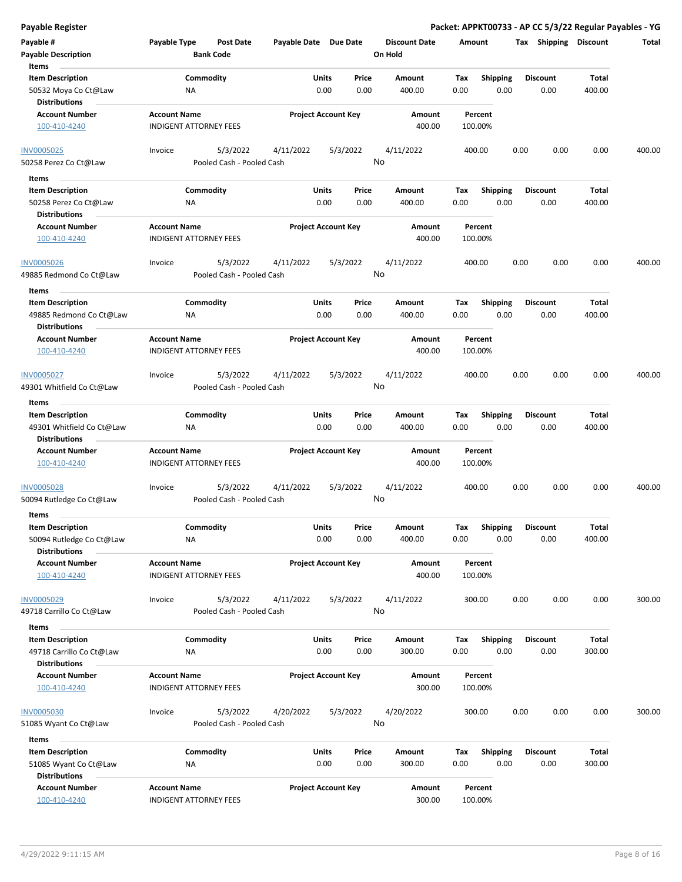**Payable Register** | **Packet: APPKT00733 - AP CC 5/3/22 Regular Payables - YG**

| Payable # | Payable Type | Post Date | Payable Date | Due Date | Discount Date | Amount | Tax | Shipping | Discount | Total |
|---|---|---|---|---|---|---|---|---|---|---|
| **Payable Description** | | **Bank Code** | | | **On Hold** | | | | | |

**Items**

| Item Description | Commodity | Units | Price | Amount | Tax | Shipping | Discount | Total |
|---|---|---|---|---|---|---|---|---|
| 50532 Moya Co Ct@Law | NA | 0.00 | 0.00 | 400.00 | 0.00 | 0.00 | 0.00 | 400.00 |

**Distributions**

| Account Number | Account Name | Project Account Key | Amount | Percent |
|---|---|---|---|---|
| 100-410-4240 | INDIGENT ATTORNEY FEES | | 400.00 | 100.00% |

| Payable # | Payable Type | Post Date | Payable Date | Due Date | Discount Date | Amount | Tax | Shipping | Discount | Total |
|---|---|---|---|---|---|---|---|---|---|---|
| INV0005025 | Invoice | 5/3/2022 | 4/11/2022 | 5/3/2022 | 4/11/2022 | 400.00 | 0.00 | 0.00 | 0.00 | 400.00 |
| 50258 Perez Co Ct@Law | | Pooled Cash - Pooled Cash | | | No | | | | | |

**Items**

| Item Description | Commodity | Units | Price | Amount | Tax | Shipping | Discount | Total |
|---|---|---|---|---|---|---|---|---|
| 50258 Perez Co Ct@Law | NA | 0.00 | 0.00 | 400.00 | 0.00 | 0.00 | 0.00 | 400.00 |

**Distributions**

| Account Number | Account Name | Project Account Key | Amount | Percent |
|---|---|---|---|---|
| 100-410-4240 | INDIGENT ATTORNEY FEES | | 400.00 | 100.00% |

| Payable # | Payable Type | Post Date | Payable Date | Due Date | Discount Date | Amount | Tax | Shipping | Discount | Total |
|---|---|---|---|---|---|---|---|---|---|---|
| INV0005026 | Invoice | 5/3/2022 | 4/11/2022 | 5/3/2022 | 4/11/2022 | 400.00 | 0.00 | 0.00 | 0.00 | 400.00 |
| 49885 Redmond Co Ct@Law | | Pooled Cash - Pooled Cash | | | No | | | | | |

**Items**

| Item Description | Commodity | Units | Price | Amount | Tax | Shipping | Discount | Total |
|---|---|---|---|---|---|---|---|---|
| 49885 Redmond Co Ct@Law | NA | 0.00 | 0.00 | 400.00 | 0.00 | 0.00 | 0.00 | 400.00 |

**Distributions**

| Account Number | Account Name | Project Account Key | Amount | Percent |
|---|---|---|---|---|
| 100-410-4240 | INDIGENT ATTORNEY FEES | | 400.00 | 100.00% |

| Payable # | Payable Type | Post Date | Payable Date | Due Date | Discount Date | Amount | Tax | Shipping | Discount | Total |
|---|---|---|---|---|---|---|---|---|---|---|
| INV0005027 | Invoice | 5/3/2022 | 4/11/2022 | 5/3/2022 | 4/11/2022 | 400.00 | 0.00 | 0.00 | 0.00 | 400.00 |
| 49301 Whitfield Co Ct@Law | | Pooled Cash - Pooled Cash | | | No | | | | | |

**Items**

| Item Description | Commodity | Units | Price | Amount | Tax | Shipping | Discount | Total |
|---|---|---|---|---|---|---|---|---|
| 49301 Whitfield Co Ct@Law | NA | 0.00 | 0.00 | 400.00 | 0.00 | 0.00 | 0.00 | 400.00 |

**Distributions**

| Account Number | Account Name | Project Account Key | Amount | Percent |
|---|---|---|---|---|
| 100-410-4240 | INDIGENT ATTORNEY FEES | | 400.00 | 100.00% |

| Payable # | Payable Type | Post Date | Payable Date | Due Date | Discount Date | Amount | Tax | Shipping | Discount | Total |
|---|---|---|---|---|---|---|---|---|---|---|
| INV0005028 | Invoice | 5/3/2022 | 4/11/2022 | 5/3/2022 | 4/11/2022 | 400.00 | 0.00 | 0.00 | 0.00 | 400.00 |
| 50094 Rutledge Co Ct@Law | | Pooled Cash - Pooled Cash | | | No | | | | | |

**Items**

| Item Description | Commodity | Units | Price | Amount | Tax | Shipping | Discount | Total |
|---|---|---|---|---|---|---|---|---|
| 50094 Rutledge Co Ct@Law | NA | 0.00 | 0.00 | 400.00 | 0.00 | 0.00 | 0.00 | 400.00 |

**Distributions**

| Account Number | Account Name | Project Account Key | Amount | Percent |
|---|---|---|---|---|
| 100-410-4240 | INDIGENT ATTORNEY FEES | | 400.00 | 100.00% |

| Payable # | Payable Type | Post Date | Payable Date | Due Date | Discount Date | Amount | Tax | Shipping | Discount | Total |
|---|---|---|---|---|---|---|---|---|---|---|
| INV0005029 | Invoice | 5/3/2022 | 4/11/2022 | 5/3/2022 | 4/11/2022 | 300.00 | 0.00 | 0.00 | 0.00 | 300.00 |
| 49718 Carrillo Co Ct@Law | | Pooled Cash - Pooled Cash | | | No | | | | | |

**Items**

| Item Description | Commodity | Units | Price | Amount | Tax | Shipping | Discount | Total |
|---|---|---|---|---|---|---|---|---|
| 49718 Carrillo Co Ct@Law | NA | 0.00 | 0.00 | 300.00 | 0.00 | 0.00 | 0.00 | 300.00 |

**Distributions**

| Account Number | Account Name | Project Account Key | Amount | Percent |
|---|---|---|---|---|
| 100-410-4240 | INDIGENT ATTORNEY FEES | | 300.00 | 100.00% |

| Payable # | Payable Type | Post Date | Payable Date | Due Date | Discount Date | Amount | Tax | Shipping | Discount | Total |
|---|---|---|---|---|---|---|---|---|---|---|
| INV0005030 | Invoice | 5/3/2022 | 4/20/2022 | 5/3/2022 | 4/20/2022 | 300.00 | 0.00 | 0.00 | 0.00 | 300.00 |
| 51085 Wyant Co Ct@Law | | Pooled Cash - Pooled Cash | | | No | | | | | |

**Items**

| Item Description | Commodity | Units | Price | Amount | Tax | Shipping | Discount | Total |
|---|---|---|---|---|---|---|---|---|
| 51085 Wyant Co Ct@Law | NA | 0.00 | 0.00 | 300.00 | 0.00 | 0.00 | 0.00 | 300.00 |

**Distributions**

| Account Number | Account Name | Project Account Key | Amount | Percent |
|---|---|---|---|---|
| 100-410-4240 | INDIGENT ATTORNEY FEES | | 300.00 | 100.00% |

4/29/2022 9:11:15 AM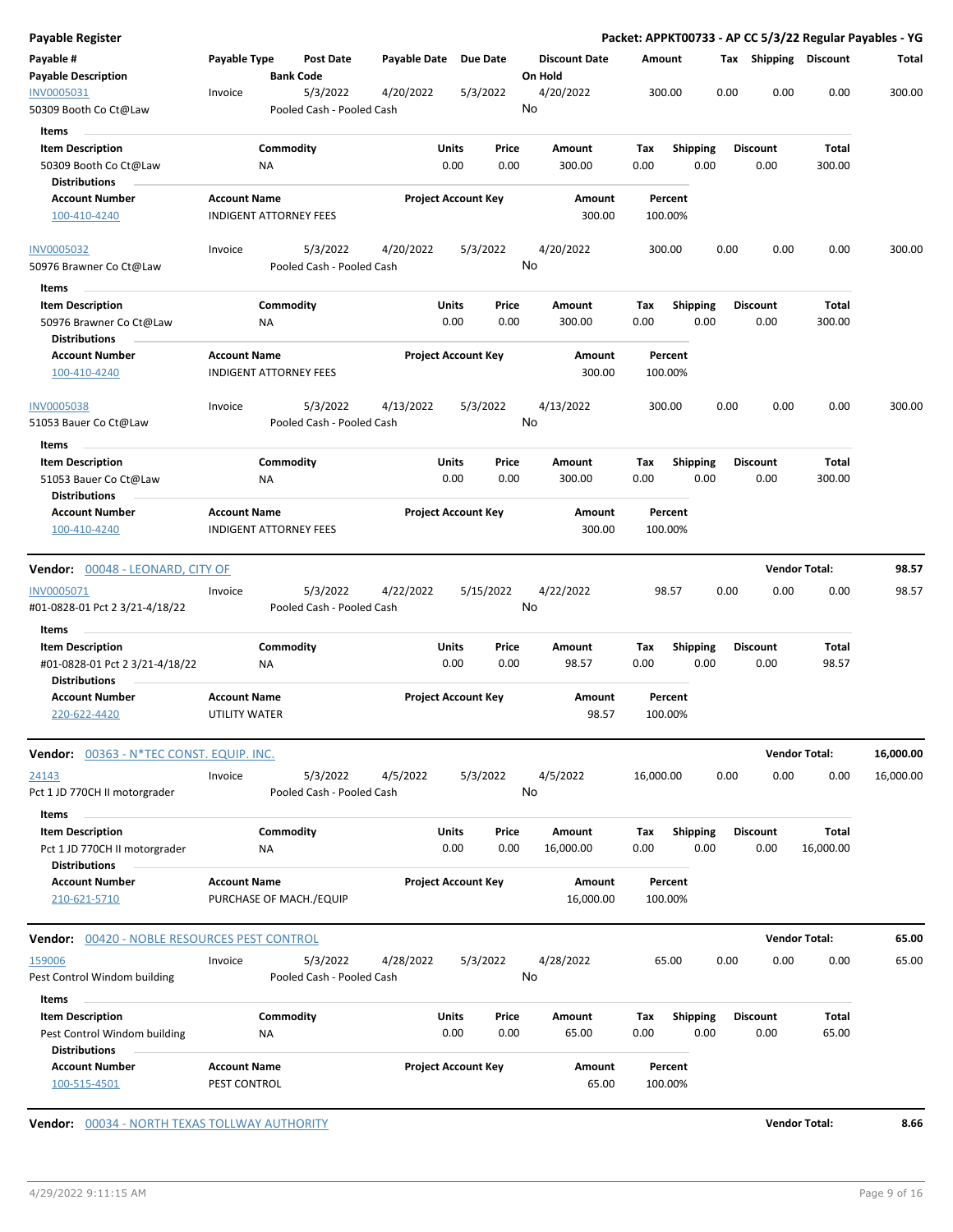## Payable Register

**Packet: APPKT00733 - AP CC 5/3/22 Regular Payables - YG**

| Payable # / Payable Description | Payable Type | Post Date / Bank Code | Payable Date | Due Date | Discount Date / On Hold | Amount | Tax | Shipping | Discount | Total |
|---|---|---|---|---|---|---|---|---|---|---|
| INV0005031 | Invoice | 5/3/2022 | 4/20/2022 | 5/3/2022 | 4/20/2022 | 300.00 | 0.00 | 0.00 | 0.00 | 300.00 |
| 50309 Booth Co Ct@Law | | Pooled Cash - Pooled Cash | | | No | | | | | |

**Items**

| Item Description | Commodity | Units | Price | Amount | Tax | Shipping | Discount | Total |
|---|---|---|---|---|---|---|---|---|
| 50309 Booth Co Ct@Law | NA | 0.00 | 0.00 | 300.00 | 0.00 | 0.00 | 0.00 | 300.00 |

**Distributions**

| Account Number | Account Name | Project Account Key | Amount | Percent |
|---|---|---|---|---|
| 100-410-4240 | INDIGENT ATTORNEY FEES | | 300.00 | 100.00% |

| Payable # / Payable Description | Payable Type | Post Date / Bank Code | Payable Date | Due Date | Discount Date / On Hold | Amount | Tax | Shipping | Discount | Total |
|---|---|---|---|---|---|---|---|---|---|---|
| INV0005032 | Invoice | 5/3/2022 | 4/20/2022 | 5/3/2022 | 4/20/2022 | 300.00 | 0.00 | 0.00 | 0.00 | 300.00 |
| 50976 Brawner Co Ct@Law | | Pooled Cash - Pooled Cash | | | No | | | | | |

**Items**

| Item Description | Commodity | Units | Price | Amount | Tax | Shipping | Discount | Total |
|---|---|---|---|---|---|---|---|---|
| 50976 Brawner Co Ct@Law | NA | 0.00 | 0.00 | 300.00 | 0.00 | 0.00 | 0.00 | 300.00 |

**Distributions**

| Account Number | Account Name | Project Account Key | Amount | Percent |
|---|---|---|---|---|
| 100-410-4240 | INDIGENT ATTORNEY FEES | | 300.00 | 100.00% |

| Payable # / Payable Description | Payable Type | Post Date / Bank Code | Payable Date | Due Date | Discount Date / On Hold | Amount | Tax | Shipping | Discount | Total |
|---|---|---|---|---|---|---|---|---|---|---|
| INV0005038 | Invoice | 5/3/2022 | 4/13/2022 | 5/3/2022 | 4/13/2022 | 300.00 | 0.00 | 0.00 | 0.00 | 300.00 |
| 51053 Bauer Co Ct@Law | | Pooled Cash - Pooled Cash | | | No | | | | | |

**Items**

| Item Description | Commodity | Units | Price | Amount | Tax | Shipping | Discount | Total |
|---|---|---|---|---|---|---|---|---|
| 51053 Bauer Co Ct@Law | NA | 0.00 | 0.00 | 300.00 | 0.00 | 0.00 | 0.00 | 300.00 |

**Distributions**

| Account Number | Account Name | Project Account Key | Amount | Percent |
|---|---|---|---|---|
| 100-410-4240 | INDIGENT ATTORNEY FEES | | 300.00 | 100.00% |

---

**Vendor:** 00048 - LEONARD, CITY OF — **Vendor Total: 98.57**

| Payable # / Payable Description | Payable Type | Post Date / Bank Code | Payable Date | Due Date | Discount Date / On Hold | Amount | Tax | Shipping | Discount | Total |
|---|---|---|---|---|---|---|---|---|---|---|
| INV0005071 | Invoice | 5/3/2022 | 4/22/2022 | 5/15/2022 | 4/22/2022 | 98.57 | 0.00 | 0.00 | 0.00 | 98.57 |
| #01-0828-01 Pct 2 3/21-4/18/22 | | Pooled Cash - Pooled Cash | | | No | | | | | |

**Items**

| Item Description | Commodity | Units | Price | Amount | Tax | Shipping | Discount | Total |
|---|---|---|---|---|---|---|---|---|
| #01-0828-01 Pct 2 3/21-4/18/22 | NA | 0.00 | 0.00 | 98.57 | 0.00 | 0.00 | 0.00 | 98.57 |

**Distributions**

| Account Number | Account Name | Project Account Key | Amount | Percent |
|---|---|---|---|---|
| 220-622-4420 | UTILITY WATER | | 98.57 | 100.00% |

---

**Vendor:** 00363 - N*TEC CONST. EQUIP. INC. — **Vendor Total: 16,000.00**

| Payable # / Payable Description | Payable Type | Post Date / Bank Code | Payable Date | Due Date | Discount Date / On Hold | Amount | Tax | Shipping | Discount | Total |
|---|---|---|---|---|---|---|---|---|---|---|
| 24143 | Invoice | 5/3/2022 | 4/5/2022 | 5/3/2022 | 4/5/2022 | 16,000.00 | 0.00 | 0.00 | 0.00 | 16,000.00 |
| Pct 1 JD 770CH II motorgrader | | Pooled Cash - Pooled Cash | | | No | | | | | |

**Items**

| Item Description | Commodity | Units | Price | Amount | Tax | Shipping | Discount | Total |
|---|---|---|---|---|---|---|---|---|
| Pct 1 JD 770CH II motorgrader | NA | 0.00 | 0.00 | 16,000.00 | 0.00 | 0.00 | 0.00 | 16,000.00 |

**Distributions**

| Account Number | Account Name | Project Account Key | Amount | Percent |
|---|---|---|---|---|
| 210-621-5710 | PURCHASE OF MACH./EQUIP | | 16,000.00 | 100.00% |

---

**Vendor:** 00420 - NOBLE RESOURCES PEST CONTROL — **Vendor Total: 65.00**

| Payable # / Payable Description | Payable Type | Post Date / Bank Code | Payable Date | Due Date | Discount Date / On Hold | Amount | Tax | Shipping | Discount | Total |
|---|---|---|---|---|---|---|---|---|---|---|
| 159006 | Invoice | 5/3/2022 | 4/28/2022 | 5/3/2022 | 4/28/2022 | 65.00 | 0.00 | 0.00 | 0.00 | 65.00 |
| Pest Control Windom building | | Pooled Cash - Pooled Cash | | | No | | | | | |

**Items**

| Item Description | Commodity | Units | Price | Amount | Tax | Shipping | Discount | Total |
|---|---|---|---|---|---|---|---|---|
| Pest Control Windom building | NA | 0.00 | 0.00 | 65.00 | 0.00 | 0.00 | 0.00 | 65.00 |

**Distributions**

| Account Number | Account Name | Project Account Key | Amount | Percent |
|---|---|---|---|---|
| 100-515-4501 | PEST CONTROL | | 65.00 | 100.00% |

---

**Vendor:** 00034 - NORTH TEXAS TOLLWAY AUTHORITY — **Vendor Total: 8.66**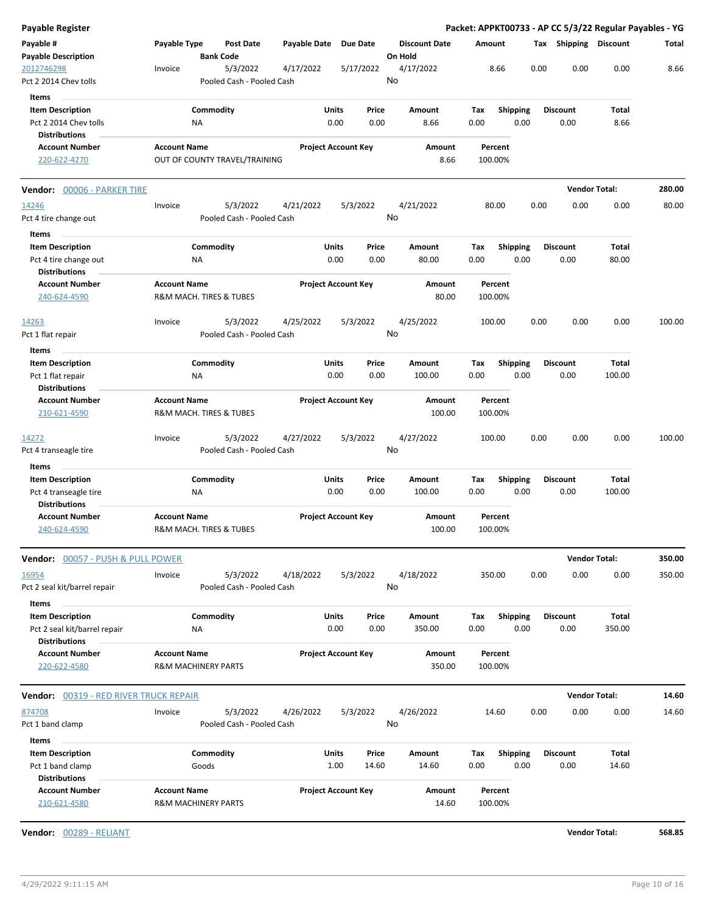**Payable Register** — **Packet: APPKT00733 - AP CC 5/3/22 Regular Payables - YG**

| Payable # / Payable Description | Payable Type | Post Date / Bank Code | Payable Date | Due Date | Discount Date / On Hold | Amount | Tax | Shipping | Discount | Total |
|---|---|---|---|---|---|---|---|---|---|---|
| 2012746298 | Invoice | 5/3/2022 | 4/17/2022 | 5/17/2022 | 4/17/2022 | 8.66 | 0.00 | 0.00 | 0.00 | 8.66 |
| Pct 2 2014 Chev tolls | | Pooled Cash - Pooled Cash | | | No | | | | | |

**Items**

| Item Description | Commodity | Units | Price | Amount | Tax | Shipping | Discount | Total |
|---|---|---|---|---|---|---|---|---|
| Pct 2 2014 Chev tolls | NA | 0.00 | 0.00 | 8.66 | 0.00 | 0.00 | 0.00 | 8.66 |

**Distributions**

| Account Number | Account Name | Project Account Key | Amount | Percent |
|---|---|---|---|---|
| 220-622-4270 | OUT OF COUNTY TRAVEL/TRAINING | | 8.66 | 100.00% |

**Vendor: 00006 - PARKER TIRE** — **Vendor Total: 280.00**

| Payable # / Payable Description | Payable Type | Post Date / Bank Code | Payable Date | Due Date | Discount Date / On Hold | Amount | Tax | Shipping | Discount | Total |
|---|---|---|---|---|---|---|---|---|---|---|
| 14246 | Invoice | 5/3/2022 | 4/21/2022 | 5/3/2022 | 4/21/2022 | 80.00 | 0.00 | 0.00 | 0.00 | 80.00 |
| Pct 4 tire change out | | Pooled Cash - Pooled Cash | | | No | | | | | |

**Items**

| Item Description | Commodity | Units | Price | Amount | Tax | Shipping | Discount | Total |
|---|---|---|---|---|---|---|---|---|
| Pct 4 tire change out | NA | 0.00 | 0.00 | 80.00 | 0.00 | 0.00 | 0.00 | 80.00 |

**Distributions**

| Account Number | Account Name | Project Account Key | Amount | Percent |
|---|---|---|---|---|
| 240-624-4590 | R&M MACH. TIRES & TUBES | | 80.00 | 100.00% |

| Payable # / Payable Description | Payable Type | Post Date / Bank Code | Payable Date | Due Date | Discount Date / On Hold | Amount | Tax | Shipping | Discount | Total |
|---|---|---|---|---|---|---|---|---|---|---|
| 14263 | Invoice | 5/3/2022 | 4/25/2022 | 5/3/2022 | 4/25/2022 | 100.00 | 0.00 | 0.00 | 0.00 | 100.00 |
| Pct 1 flat repair | | Pooled Cash - Pooled Cash | | | No | | | | | |

**Items**

| Item Description | Commodity | Units | Price | Amount | Tax | Shipping | Discount | Total |
|---|---|---|---|---|---|---|---|---|
| Pct 1 flat repair | NA | 0.00 | 0.00 | 100.00 | 0.00 | 0.00 | 0.00 | 100.00 |

**Distributions**

| Account Number | Account Name | Project Account Key | Amount | Percent |
|---|---|---|---|---|
| 210-621-4590 | R&M MACH. TIRES & TUBES | | 100.00 | 100.00% |

| Payable # / Payable Description | Payable Type | Post Date / Bank Code | Payable Date | Due Date | Discount Date / On Hold | Amount | Tax | Shipping | Discount | Total |
|---|---|---|---|---|---|---|---|---|---|---|
| 14272 | Invoice | 5/3/2022 | 4/27/2022 | 5/3/2022 | 4/27/2022 | 100.00 | 0.00 | 0.00 | 0.00 | 100.00 |
| Pct 4 transeagle tire | | Pooled Cash - Pooled Cash | | | No | | | | | |

**Items**

| Item Description | Commodity | Units | Price | Amount | Tax | Shipping | Discount | Total |
|---|---|---|---|---|---|---|---|---|
| Pct 4 transeagle tire | NA | 0.00 | 0.00 | 100.00 | 0.00 | 0.00 | 0.00 | 100.00 |

**Distributions**

| Account Number | Account Name | Project Account Key | Amount | Percent |
|---|---|---|---|---|
| 240-624-4590 | R&M MACH. TIRES & TUBES | | 100.00 | 100.00% |

**Vendor: 00057 - PUSH & PULL POWER** — **Vendor Total: 350.00**

| Payable # / Payable Description | Payable Type | Post Date / Bank Code | Payable Date | Due Date | Discount Date / On Hold | Amount | Tax | Shipping | Discount | Total |
|---|---|---|---|---|---|---|---|---|---|---|
| 16954 | Invoice | 5/3/2022 | 4/18/2022 | 5/3/2022 | 4/18/2022 | 350.00 | 0.00 | 0.00 | 0.00 | 350.00 |
| Pct 2 seal kit/barrel repair | | Pooled Cash - Pooled Cash | | | No | | | | | |

**Items**

| Item Description | Commodity | Units | Price | Amount | Tax | Shipping | Discount | Total |
|---|---|---|---|---|---|---|---|---|
| Pct 2 seal kit/barrel repair | NA | 0.00 | 0.00 | 350.00 | 0.00 | 0.00 | 0.00 | 350.00 |

**Distributions**

| Account Number | Account Name | Project Account Key | Amount | Percent |
|---|---|---|---|---|
| 220-622-4580 | R&M MACHINERY PARTS | | 350.00 | 100.00% |

**Vendor: 00319 - RED RIVER TRUCK REPAIR** — **Vendor Total: 14.60**

| Payable # / Payable Description | Payable Type | Post Date / Bank Code | Payable Date | Due Date | Discount Date / On Hold | Amount | Tax | Shipping | Discount | Total |
|---|---|---|---|---|---|---|---|---|---|---|
| 874708 | Invoice | 5/3/2022 | 4/26/2022 | 5/3/2022 | 4/26/2022 | 14.60 | 0.00 | 0.00 | 0.00 | 14.60 |
| Pct 1 band clamp | | Pooled Cash - Pooled Cash | | | No | | | | | |

**Items**

| Item Description | Commodity | Units | Price | Amount | Tax | Shipping | Discount | Total |
|---|---|---|---|---|---|---|---|---|
| Pct 1 band clamp | Goods | 1.00 | 14.60 | 14.60 | 0.00 | 0.00 | 0.00 | 14.60 |

**Distributions**

| Account Number | Account Name | Project Account Key | Amount | Percent |
|---|---|---|---|---|
| 210-621-4580 | R&M MACHINERY PARTS | | 14.60 | 100.00% |

**Vendor: 00289 - RELIANT** — **Vendor Total: 568.85**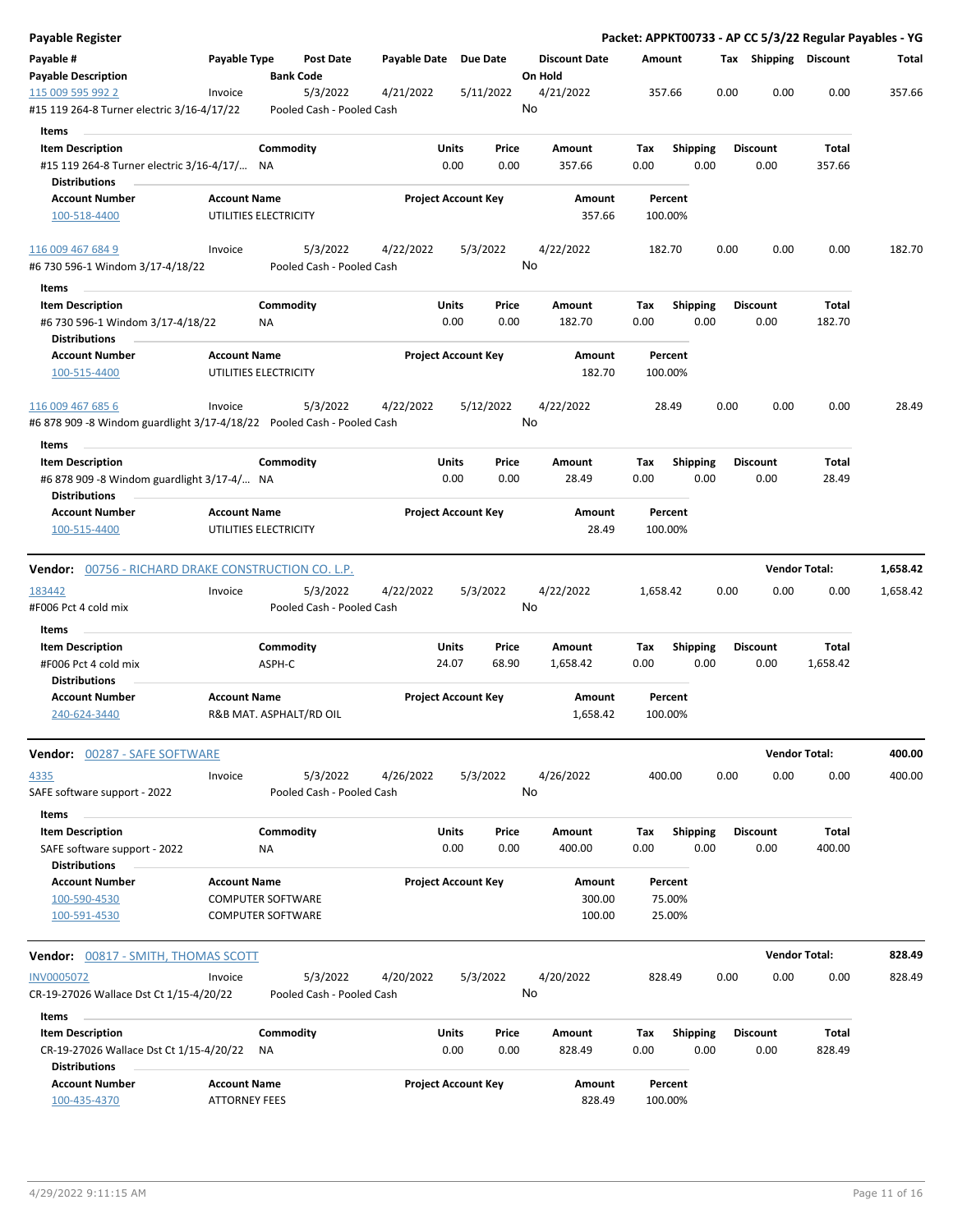# Payable Register

**Packet: APPKT00733 - AP CC 5/3/22 Regular Payables - YG**

| Payable # | Payable Type | Post Date | Payable Date | Due Date | Discount Date | Amount | Tax | Shipping | Discount | Total |
|---|---|---|---|---|---|---|---|---|---|---|
| **Payable Description** | | **Bank Code** | | | **On Hold** | | | | | |
| 115 009 595 992 2 | Invoice | 5/3/2022 | 4/21/2022 | 5/11/2022 | 4/21/2022 | 357.66 | 0.00 | 0.00 | 0.00 | 357.66 |
| #15 119 264-8 Turner electric 3/16-4/17/22 | | Pooled Cash - Pooled Cash | | | No | | | | | |

**Items**

| Item Description | Commodity | Units | Price | Amount | Tax | Shipping | Discount | Total |
|---|---|---|---|---|---|---|---|---|
| #15 119 264-8 Turner electric 3/16-4/17/... | NA | 0.00 | 0.00 | 357.66 | 0.00 | 0.00 | 0.00 | 357.66 |

**Distributions**

| Account Number | Account Name | Project Account Key | Amount | Percent |
|---|---|---|---|---|
| 100-518-4400 | UTILITIES ELECTRICITY | | 357.66 | 100.00% |

| Payable # | Payable Type | Post Date | Payable Date | Due Date | Discount Date | Amount | Tax | Shipping | Discount | Total |
|---|---|---|---|---|---|---|---|---|---|---|
| 116 009 467 684 9 | Invoice | 5/3/2022 | 4/22/2022 | 5/3/2022 | 4/22/2022 | 182.70 | 0.00 | 0.00 | 0.00 | 182.70 |
| #6 730 596-1 Windom 3/17-4/18/22 | | Pooled Cash - Pooled Cash | | | No | | | | | |

**Items**

| Item Description | Commodity | Units | Price | Amount | Tax | Shipping | Discount | Total |
|---|---|---|---|---|---|---|---|---|
| #6 730 596-1 Windom 3/17-4/18/22 | NA | 0.00 | 0.00 | 182.70 | 0.00 | 0.00 | 0.00 | 182.70 |

**Distributions**

| Account Number | Account Name | Project Account Key | Amount | Percent |
|---|---|---|---|---|
| 100-515-4400 | UTILITIES ELECTRICITY | | 182.70 | 100.00% |

| Payable # | Payable Type | Post Date | Payable Date | Due Date | Discount Date | Amount | Tax | Shipping | Discount | Total |
|---|---|---|---|---|---|---|---|---|---|---|
| 116 009 467 685 6 | Invoice | 5/3/2022 | 4/22/2022 | 5/12/2022 | 4/22/2022 | 28.49 | 0.00 | 0.00 | 0.00 | 28.49 |
| #6 878 909 -8 Windom guardlight 3/17-4/18/22 | | Pooled Cash - Pooled Cash | | | No | | | | | |

**Items**

| Item Description | Commodity | Units | Price | Amount | Tax | Shipping | Discount | Total |
|---|---|---|---|---|---|---|---|---|
| #6 878 909 -8 Windom guardlight 3/17-4/... | NA | 0.00 | 0.00 | 28.49 | 0.00 | 0.00 | 0.00 | 28.49 |

**Distributions**

| Account Number | Account Name | Project Account Key | Amount | Percent |
|---|---|---|---|---|
| 100-515-4400 | UTILITIES ELECTRICITY | | 28.49 | 100.00% |

## Vendor: 00756 - RICHARD DRAKE CONSTRUCTION CO. L.P. — Vendor Total: 1,658.42

| Payable # | Payable Type | Post Date | Payable Date | Due Date | Discount Date | Amount | Tax | Shipping | Discount | Total |
|---|---|---|---|---|---|---|---|---|---|---|
| 183442 | Invoice | 5/3/2022 | 4/22/2022 | 5/3/2022 | 4/22/2022 | 1,658.42 | 0.00 | 0.00 | 0.00 | 1,658.42 |
| #F006 Pct 4 cold mix | | Pooled Cash - Pooled Cash | | | No | | | | | |

**Items**

| Item Description | Commodity | Units | Price | Amount | Tax | Shipping | Discount | Total |
|---|---|---|---|---|---|---|---|---|
| #F006 Pct 4 cold mix | ASPH-C | 24.07 | 68.90 | 1,658.42 | 0.00 | 0.00 | 0.00 | 1,658.42 |

**Distributions**

| Account Number | Account Name | Project Account Key | Amount | Percent |
|---|---|---|---|---|
| 240-624-3440 | R&B MAT. ASPHALT/RD OIL | | 1,658.42 | 100.00% |

## Vendor: 00287 - SAFE SOFTWARE — Vendor Total: 400.00

| Payable # | Payable Type | Post Date | Payable Date | Due Date | Discount Date | Amount | Tax | Shipping | Discount | Total |
|---|---|---|---|---|---|---|---|---|---|---|
| 4335 | Invoice | 5/3/2022 | 4/26/2022 | 5/3/2022 | 4/26/2022 | 400.00 | 0.00 | 0.00 | 0.00 | 400.00 |
| SAFE software support - 2022 | | Pooled Cash - Pooled Cash | | | No | | | | | |

**Items**

| Item Description | Commodity | Units | Price | Amount | Tax | Shipping | Discount | Total |
|---|---|---|---|---|---|---|---|---|
| SAFE software support - 2022 | NA | 0.00 | 0.00 | 400.00 | 0.00 | 0.00 | 0.00 | 400.00 |

**Distributions**

| Account Number | Account Name | Project Account Key | Amount | Percent |
|---|---|---|---|---|
| 100-590-4530 | COMPUTER SOFTWARE | | 300.00 | 75.00% |
| 100-591-4530 | COMPUTER SOFTWARE | | 100.00 | 25.00% |

## Vendor: 00817 - SMITH, THOMAS SCOTT — Vendor Total: 828.49

| Payable # | Payable Type | Post Date | Payable Date | Due Date | Discount Date | Amount | Tax | Shipping | Discount | Total |
|---|---|---|---|---|---|---|---|---|---|---|
| INV0005072 | Invoice | 5/3/2022 | 4/20/2022 | 5/3/2022 | 4/20/2022 | 828.49 | 0.00 | 0.00 | 0.00 | 828.49 |
| CR-19-27026 Wallace Dst Ct 1/15-4/20/22 | | Pooled Cash - Pooled Cash | | | No | | | | | |

**Items**

| Item Description | Commodity | Units | Price | Amount | Tax | Shipping | Discount | Total |
|---|---|---|---|---|---|---|---|---|
| CR-19-27026 Wallace Dst Ct 1/15-4/20/22 | NA | 0.00 | 0.00 | 828.49 | 0.00 | 0.00 | 0.00 | 828.49 |

**Distributions**

| Account Number | Account Name | Project Account Key | Amount | Percent |
|---|---|---|---|---|
| 100-435-4370 | ATTORNEY FEES | | 828.49 | 100.00% |

4/29/2022 9:11:15 AM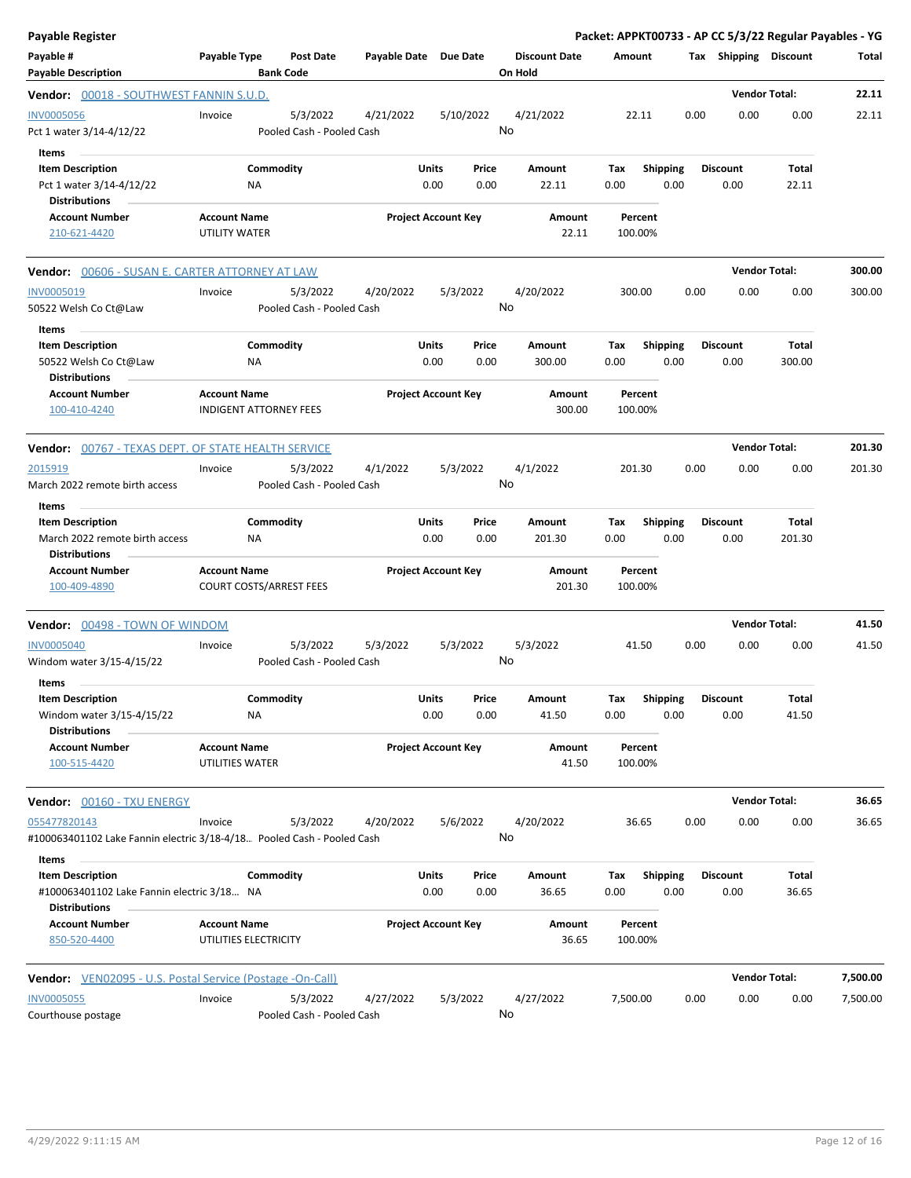**Payable Register** — **Packet: APPKT00733 - AP CC 5/3/22 Regular Payables - YG**

| Payable # / Payable Description | Payable Type | Post Date / Bank Code | Payable Date | Due Date | Discount Date / On Hold | Amount | Tax | Shipping | Discount | Total |
|---|---|---|---|---|---|---|---|---|---|---|

**Vendor: 00018 - SOUTHWEST FANNIN S.U.D.** — Vendor Total: **22.11**

| Payable # | Payable Type | Post Date | Payable Date | Due Date | Discount Date | Amount | Tax | Shipping | Discount | Total |
|---|---|---|---|---|---|---|---|---|---|---|
| INV0005056 | Invoice | 5/3/2022 | 4/21/2022 | 5/10/2022 | 4/21/2022 | 22.11 | 0.00 | 0.00 | 0.00 | 22.11 |
| Pct 1 water 3/14-4/12/22 | | Pooled Cash - Pooled Cash | | | No | | | | | |

Items

| Item Description | Commodity | Units | Price | Amount | Tax | Shipping | Discount | Total |
|---|---|---|---|---|---|---|---|---|
| Pct 1 water 3/14-4/12/22 | NA | 0.00 | 0.00 | 22.11 | 0.00 | 0.00 | 0.00 | 22.11 |

Distributions

| Account Number | Account Name | Project Account Key | Amount | Percent |
|---|---|---|---|---|
| 210-621-4420 | UTILITY WATER | | 22.11 | 100.00% |

**Vendor: 00606 - SUSAN E. CARTER ATTORNEY AT LAW** — Vendor Total: **300.00**

| Payable # | Payable Type | Post Date | Payable Date | Due Date | Discount Date | Amount | Tax | Shipping | Discount | Total |
|---|---|---|---|---|---|---|---|---|---|---|
| INV0005019 | Invoice | 5/3/2022 | 4/20/2022 | 5/3/2022 | 4/20/2022 | 300.00 | 0.00 | 0.00 | 0.00 | 300.00 |
| 50522 Welsh Co Ct@Law | | Pooled Cash - Pooled Cash | | | No | | | | | |

Items

| Item Description | Commodity | Units | Price | Amount | Tax | Shipping | Discount | Total |
|---|---|---|---|---|---|---|---|---|
| 50522 Welsh Co Ct@Law | NA | 0.00 | 0.00 | 300.00 | 0.00 | 0.00 | 0.00 | 300.00 |

Distributions

| Account Number | Account Name | Project Account Key | Amount | Percent |
|---|---|---|---|---|
| 100-410-4240 | INDIGENT ATTORNEY FEES | | 300.00 | 100.00% |

**Vendor: 00767 - TEXAS DEPT. OF STATE HEALTH SERVICE** — Vendor Total: **201.30**

| Payable # | Payable Type | Post Date | Payable Date | Due Date | Discount Date | Amount | Tax | Shipping | Discount | Total |
|---|---|---|---|---|---|---|---|---|---|---|
| 2015919 | Invoice | 5/3/2022 | 4/1/2022 | 5/3/2022 | 4/1/2022 | 201.30 | 0.00 | 0.00 | 0.00 | 201.30 |
| March 2022 remote birth access | | Pooled Cash - Pooled Cash | | | No | | | | | |

Items

| Item Description | Commodity | Units | Price | Amount | Tax | Shipping | Discount | Total |
|---|---|---|---|---|---|---|---|---|
| March 2022 remote birth access | NA | 0.00 | 0.00 | 201.30 | 0.00 | 0.00 | 0.00 | 201.30 |

Distributions

| Account Number | Account Name | Project Account Key | Amount | Percent |
|---|---|---|---|---|
| 100-409-4890 | COURT COSTS/ARREST FEES | | 201.30 | 100.00% |

**Vendor: 00498 - TOWN OF WINDOM** — Vendor Total: **41.50**

| Payable # | Payable Type | Post Date | Payable Date | Due Date | Discount Date | Amount | Tax | Shipping | Discount | Total |
|---|---|---|---|---|---|---|---|---|---|---|
| INV0005040 | Invoice | 5/3/2022 | 5/3/2022 | 5/3/2022 | 5/3/2022 | 41.50 | 0.00 | 0.00 | 0.00 | 41.50 |
| Windom water 3/15-4/15/22 | | Pooled Cash - Pooled Cash | | | No | | | | | |

Items

| Item Description | Commodity | Units | Price | Amount | Tax | Shipping | Discount | Total |
|---|---|---|---|---|---|---|---|---|
| Windom water 3/15-4/15/22 | NA | 0.00 | 0.00 | 41.50 | 0.00 | 0.00 | 0.00 | 41.50 |

Distributions

| Account Number | Account Name | Project Account Key | Amount | Percent |
|---|---|---|---|---|
| 100-515-4420 | UTILITIES WATER | | 41.50 | 100.00% |

**Vendor: 00160 - TXU ENERGY** — Vendor Total: **36.65**

| Payable # | Payable Type | Post Date | Payable Date | Due Date | Discount Date | Amount | Tax | Shipping | Discount | Total |
|---|---|---|---|---|---|---|---|---|---|---|
| 055477820143 | Invoice | 5/3/2022 | 4/20/2022 | 5/6/2022 | 4/20/2022 | 36.65 | 0.00 | 0.00 | 0.00 | 36.65 |
| #100063401102 Lake Fannin electric 3/18-4/18... | | Pooled Cash - Pooled Cash | | | No | | | | | |

Items

| Item Description | Commodity | Units | Price | Amount | Tax | Shipping | Discount | Total |
|---|---|---|---|---|---|---|---|---|
| #100063401102 Lake Fannin electric 3/18... | NA | 0.00 | 0.00 | 36.65 | 0.00 | 0.00 | 0.00 | 36.65 |

Distributions

| Account Number | Account Name | Project Account Key | Amount | Percent |
|---|---|---|---|---|
| 850-520-4400 | UTILITIES ELECTRICITY | | 36.65 | 100.00% |

**Vendor: VEN02095 - U.S. Postal Service (Postage -On-Call)** — Vendor Total: **7,500.00**

| Payable # | Payable Type | Post Date | Payable Date | Due Date | Discount Date | Amount | Tax | Shipping | Discount | Total |
|---|---|---|---|---|---|---|---|---|---|---|
| INV0005055 | Invoice | 5/3/2022 | 4/27/2022 | 5/3/2022 | 4/27/2022 | 7,500.00 | 0.00 | 0.00 | 0.00 | 7,500.00 |
| Courthouse postage | | Pooled Cash - Pooled Cash | | | No | | | | | |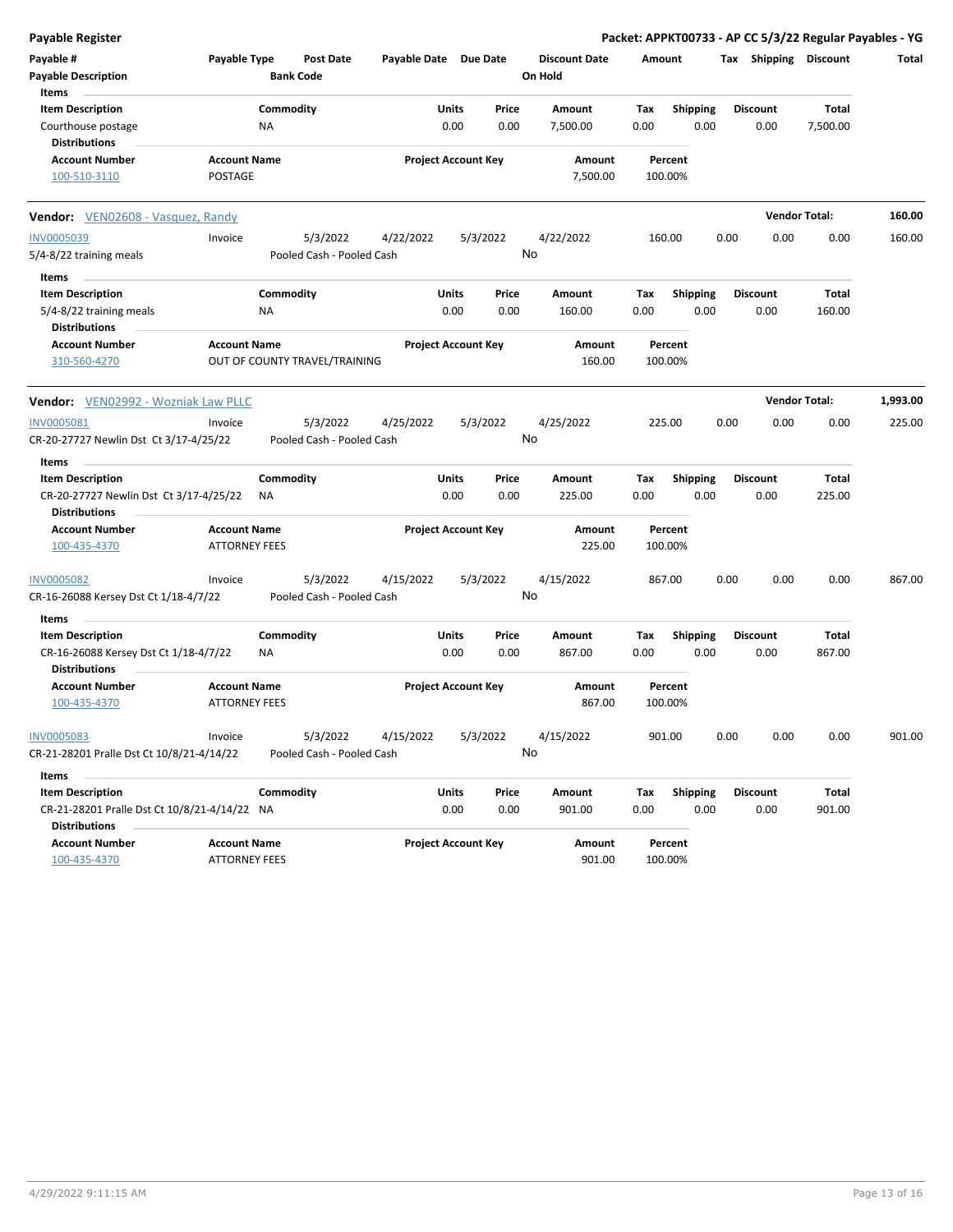# Payable Register

**Packet: APPKT00733 - AP CC 5/3/22 Regular Payables - YG**

| Payable # | Payable Type | Post Date | Payable Date | Due Date | Discount Date | Amount | Tax | Shipping | Discount | Total |
|---|---|---|---|---|---|---|---|---|---|---|
| Payable Description | | Bank Code | | | On Hold | | | | | |

**Items**

| Item Description | Commodity | Units | Price | Amount | Tax | Shipping | Discount | Total |
|---|---|---|---|---|---|---|---|---|
| Courthouse postage | NA | 0.00 | 0.00 | 7,500.00 | 0.00 | 0.00 | 0.00 | 7,500.00 |

**Distributions**

| Account Number | Account Name | Project Account Key | Amount | Percent |
|---|---|---|---|---|
| 100-510-3110 | POSTAGE | | 7,500.00 | 100.00% |

---

**Vendor: VEN02608 - Vasquez, Randy** — **Vendor Total: 160.00**

| Payable # | Payable Type | Post Date | Payable Date | Due Date | Discount Date | Amount | Tax | Shipping | Discount | Total |
|---|---|---|---|---|---|---|---|---|---|---|
| INV0005039 | Invoice | 5/3/2022 | 4/22/2022 | 5/3/2022 | 4/22/2022 | 160.00 | 0.00 | 0.00 | 0.00 | 160.00 |
| 5/4-8/22 training meals | | Pooled Cash - Pooled Cash | | | No | | | | | |

**Items**

| Item Description | Commodity | Units | Price | Amount | Tax | Shipping | Discount | Total |
|---|---|---|---|---|---|---|---|---|
| 5/4-8/22 training meals | NA | 0.00 | 0.00 | 160.00 | 0.00 | 0.00 | 0.00 | 160.00 |

**Distributions**

| Account Number | Account Name | Project Account Key | Amount | Percent |
|---|---|---|---|---|
| 310-560-4270 | OUT OF COUNTY TRAVEL/TRAINING | | 160.00 | 100.00% |

---

**Vendor: VEN02992 - Wozniak Law PLLC** — **Vendor Total: 1,993.00**

| Payable # | Payable Type | Post Date | Payable Date | Due Date | Discount Date | Amount | Tax | Shipping | Discount | Total |
|---|---|---|---|---|---|---|---|---|---|---|
| INV0005081 | Invoice | 5/3/2022 | 4/25/2022 | 5/3/2022 | 4/25/2022 | 225.00 | 0.00 | 0.00 | 0.00 | 225.00 |
| CR-20-27727 Newlin Dst Ct 3/17-4/25/22 | | Pooled Cash - Pooled Cash | | | No | | | | | |

**Items**

| Item Description | Commodity | Units | Price | Amount | Tax | Shipping | Discount | Total |
|---|---|---|---|---|---|---|---|---|
| CR-20-27727 Newlin Dst Ct 3/17-4/25/22 | NA | 0.00 | 0.00 | 225.00 | 0.00 | 0.00 | 0.00 | 225.00 |

**Distributions**

| Account Number | Account Name | Project Account Key | Amount | Percent |
|---|---|---|---|---|
| 100-435-4370 | ATTORNEY FEES | | 225.00 | 100.00% |

| Payable # | Payable Type | Post Date | Payable Date | Due Date | Discount Date | Amount | Tax | Shipping | Discount | Total |
|---|---|---|---|---|---|---|---|---|---|---|
| INV0005082 | Invoice | 5/3/2022 | 4/15/2022 | 5/3/2022 | 4/15/2022 | 867.00 | 0.00 | 0.00 | 0.00 | 867.00 |
| CR-16-26088 Kersey Dst Ct 1/18-4/7/22 | | Pooled Cash - Pooled Cash | | | No | | | | | |

**Items**

| Item Description | Commodity | Units | Price | Amount | Tax | Shipping | Discount | Total |
|---|---|---|---|---|---|---|---|---|
| CR-16-26088 Kersey Dst Ct 1/18-4/7/22 | NA | 0.00 | 0.00 | 867.00 | 0.00 | 0.00 | 0.00 | 867.00 |

**Distributions**

| Account Number | Account Name | Project Account Key | Amount | Percent |
|---|---|---|---|---|
| 100-435-4370 | ATTORNEY FEES | | 867.00 | 100.00% |

| Payable # | Payable Type | Post Date | Payable Date | Due Date | Discount Date | Amount | Tax | Shipping | Discount | Total |
|---|---|---|---|---|---|---|---|---|---|---|
| INV0005083 | Invoice | 5/3/2022 | 4/15/2022 | 5/3/2022 | 4/15/2022 | 901.00 | 0.00 | 0.00 | 0.00 | 901.00 |
| CR-21-28201 Pralle Dst Ct 10/8/21-4/14/22 | | Pooled Cash - Pooled Cash | | | No | | | | | |

**Items**

| Item Description | Commodity | Units | Price | Amount | Tax | Shipping | Discount | Total |
|---|---|---|---|---|---|---|---|---|
| CR-21-28201 Pralle Dst Ct 10/8/21-4/14/22 | NA | 0.00 | 0.00 | 901.00 | 0.00 | 0.00 | 0.00 | 901.00 |

**Distributions**

| Account Number | Account Name | Project Account Key | Amount | Percent |
|---|---|---|---|---|
| 100-435-4370 | ATTORNEY FEES | | 901.00 | 100.00% |

4/29/2022 9:11:15 AM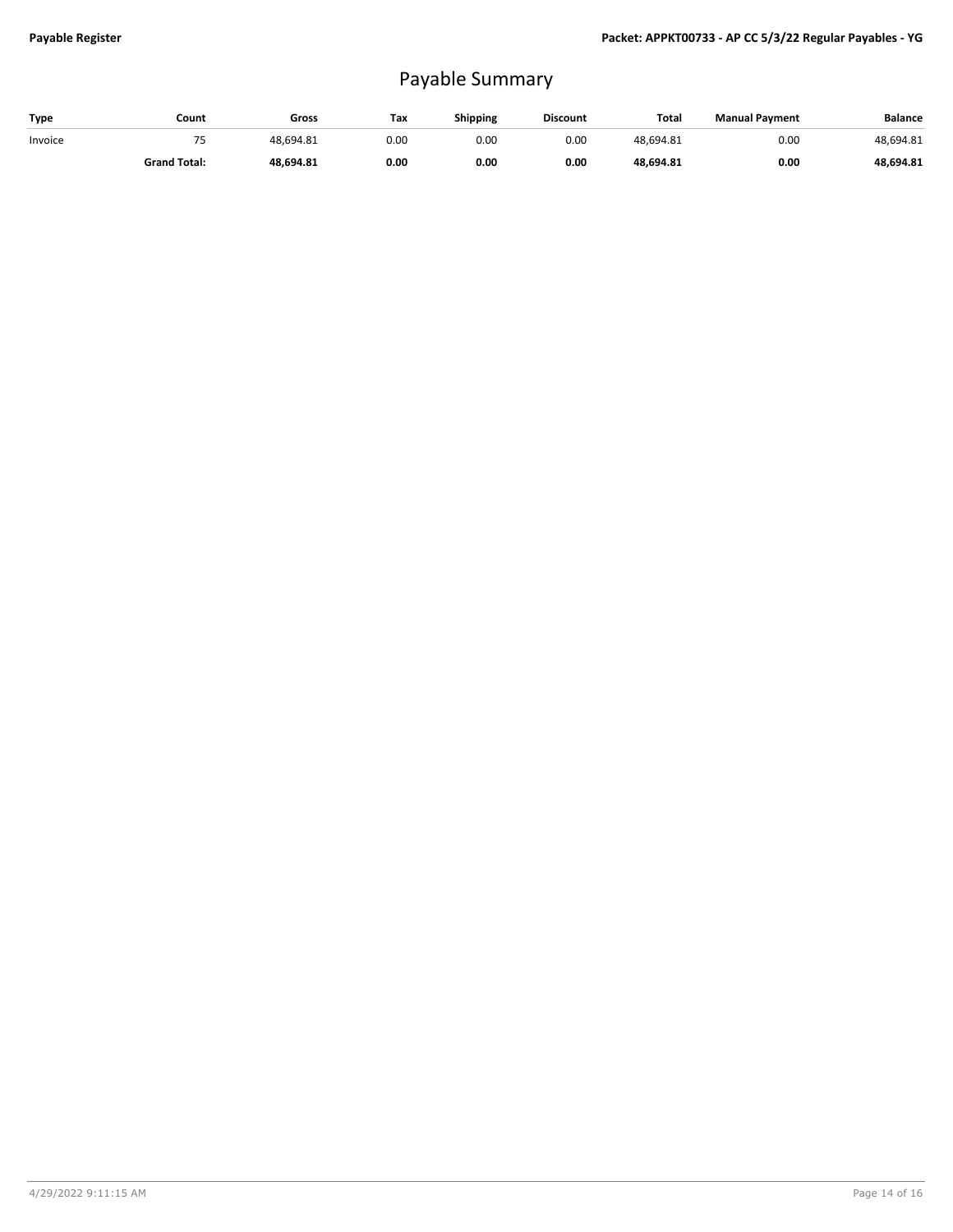# Payable Summary

| Type | Count | Gross | Tax | Shipping | Discount | Total | Manual Payment | Balance |
|---|---|---|---|---|---|---|---|---|
| Invoice | 75 | 48,694.81 | 0.00 | 0.00 | 0.00 | 48,694.81 | 0.00 | 48,694.81 |
| | **Grand Total:** | **48,694.81** | **0.00** | **0.00** | **0.00** | **48,694.81** | **0.00** | **48,694.81** |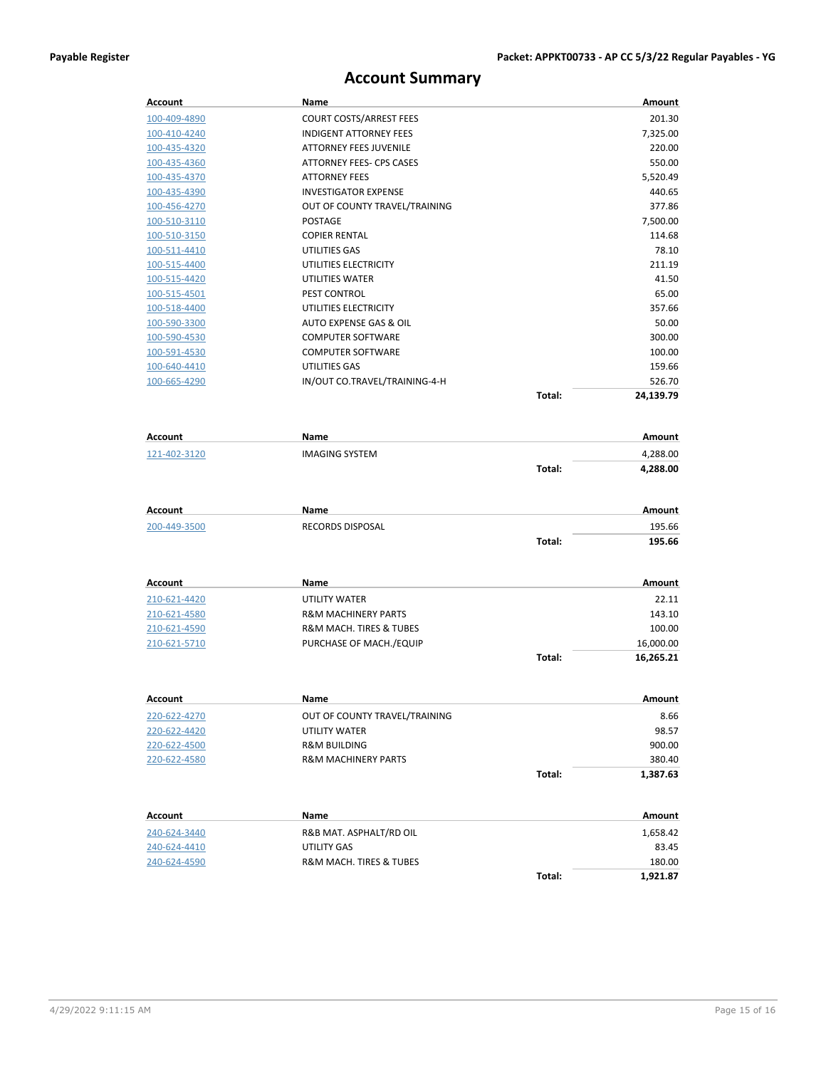# Account Summary

| Account | Name | | Amount |
|---|---|---|---|
| 100-409-4890 | COURT COSTS/ARREST FEES | | 201.30 |
| 100-410-4240 | INDIGENT ATTORNEY FEES | | 7,325.00 |
| 100-435-4320 | ATTORNEY FEES JUVENILE | | 220.00 |
| 100-435-4360 | ATTORNEY FEES- CPS CASES | | 550.00 |
| 100-435-4370 | ATTORNEY FEES | | 5,520.49 |
| 100-435-4390 | INVESTIGATOR EXPENSE | | 440.65 |
| 100-456-4270 | OUT OF COUNTY TRAVEL/TRAINING | | 377.86 |
| 100-510-3110 | POSTAGE | | 7,500.00 |
| 100-510-3150 | COPIER RENTAL | | 114.68 |
| 100-511-4410 | UTILITIES GAS | | 78.10 |
| 100-515-4400 | UTILITIES ELECTRICITY | | 211.19 |
| 100-515-4420 | UTILITIES WATER | | 41.50 |
| 100-515-4501 | PEST CONTROL | | 65.00 |
| 100-518-4400 | UTILITIES ELECTRICITY | | 357.66 |
| 100-590-3300 | AUTO EXPENSE GAS & OIL | | 50.00 |
| 100-590-4530 | COMPUTER SOFTWARE | | 300.00 |
| 100-591-4530 | COMPUTER SOFTWARE | | 100.00 |
| 100-640-4410 | UTILITIES GAS | | 159.66 |
| 100-665-4290 | IN/OUT CO.TRAVEL/TRAINING-4-H | | 526.70 |
| | | **Total:** | **24,139.79** |

| Account | Name | | Amount |
|---|---|---|---|
| 121-402-3120 | IMAGING SYSTEM | | 4,288.00 |
| | | **Total:** | **4,288.00** |

| Account | Name | | Amount |
|---|---|---|---|
| 200-449-3500 | RECORDS DISPOSAL | | 195.66 |
| | | **Total:** | **195.66** |

| Account | Name | | Amount |
|---|---|---|---|
| 210-621-4420 | UTILITY WATER | | 22.11 |
| 210-621-4580 | R&M MACHINERY PARTS | | 143.10 |
| 210-621-4590 | R&M MACH. TIRES & TUBES | | 100.00 |
| 210-621-5710 | PURCHASE OF MACH./EQUIP | | 16,000.00 |
| | | **Total:** | **16,265.21** |

| Account | Name | | Amount |
|---|---|---|---|
| 220-622-4270 | OUT OF COUNTY TRAVEL/TRAINING | | 8.66 |
| 220-622-4420 | UTILITY WATER | | 98.57 |
| 220-622-4500 | R&M BUILDING | | 900.00 |
| 220-622-4580 | R&M MACHINERY PARTS | | 380.40 |
| | | **Total:** | **1,387.63** |

| Account | Name | | Amount |
|---|---|---|---|
| 240-624-3440 | R&B MAT. ASPHALT/RD OIL | | 1,658.42 |
| 240-624-4410 | UTILITY GAS | | 83.45 |
| 240-624-4590 | R&M MACH. TIRES & TUBES | | 180.00 |
| | | **Total:** | **1,921.87** |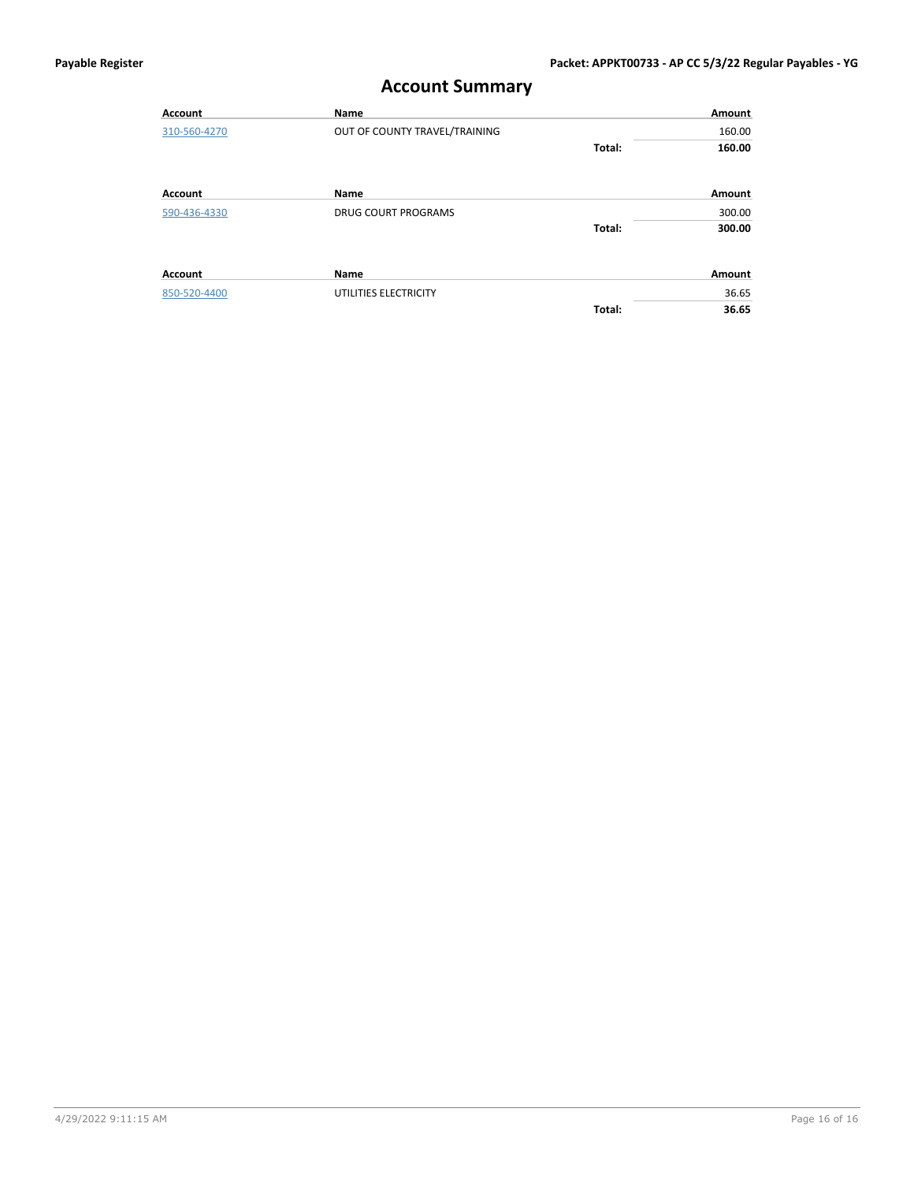# Account Summary

| Account | Name | | Amount |
|---|---|---|---|
| 310-560-4270 | OUT OF COUNTY TRAVEL/TRAINING | | 160.00 |
| | | **Total:** | **160.00** |

| Account | Name | | Amount |
|---|---|---|---|
| 590-436-4330 | DRUG COURT PROGRAMS | | 300.00 |
| | | **Total:** | **300.00** |

| Account | Name | | Amount |
|---|---|---|---|
| 850-520-4400 | UTILITIES ELECTRICITY | | 36.65 |
| | | **Total:** | **36.65** |